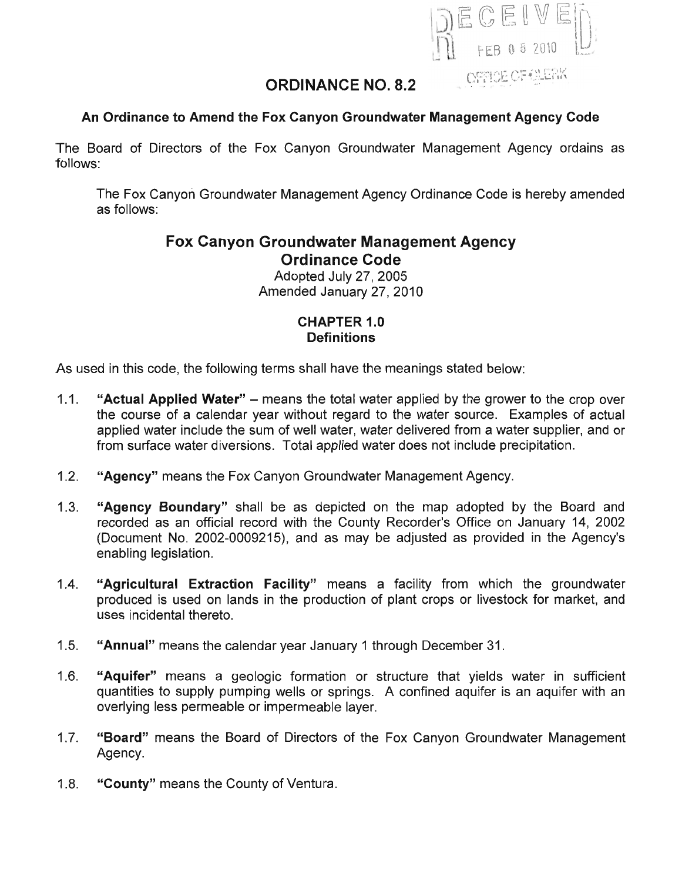RECEIVED
FEB 05 2010
OFFICE OF CLERK

# ORDINANCE NO. 8.2

**An Ordinance to Amend the Fox Canyon Groundwater Management Agency Code**

The Board of Directors of the Fox Canyon Groundwater Management Agency ordains as follows:

The Fox Canyon Groundwater Management Agency Ordinance Code is hereby amended as follows:

## Fox Canyon Groundwater Management Agency Ordinance Code

Adopted July 27, 2005
Amended January 27, 2010

### CHAPTER 1.0
### Definitions

As used in this code, the following terms shall have the meanings stated below:

1.1. **"Actual Applied Water"** – means the total water applied by the grower to the crop over the course of a calendar year without regard to the water source. Examples of actual applied water include the sum of well water, water delivered from a water supplier, and or from surface water diversions. Total applied water does not include precipitation.

1.2. **"Agency"** means the Fox Canyon Groundwater Management Agency.

1.3. **"Agency Boundary"** shall be as depicted on the map adopted by the Board and recorded as an official record with the County Recorder's Office on January 14, 2002 (Document No. 2002-0009215), and as may be adjusted as provided in the Agency's enabling legislation.

1.4. **"Agricultural Extraction Facility"** means a facility from which the groundwater produced is used on lands in the production of plant crops or livestock for market, and uses incidental thereto.

1.5. **"Annual"** means the calendar year January 1 through December 31.

1.6. **"Aquifer"** means a geologic formation or structure that yields water in sufficient quantities to supply pumping wells or springs. A confined aquifer is an aquifer with an overlying less permeable or impermeable layer.

1.7. **"Board"** means the Board of Directors of the Fox Canyon Groundwater Management Agency.

1.8. **"County"** means the County of Ventura.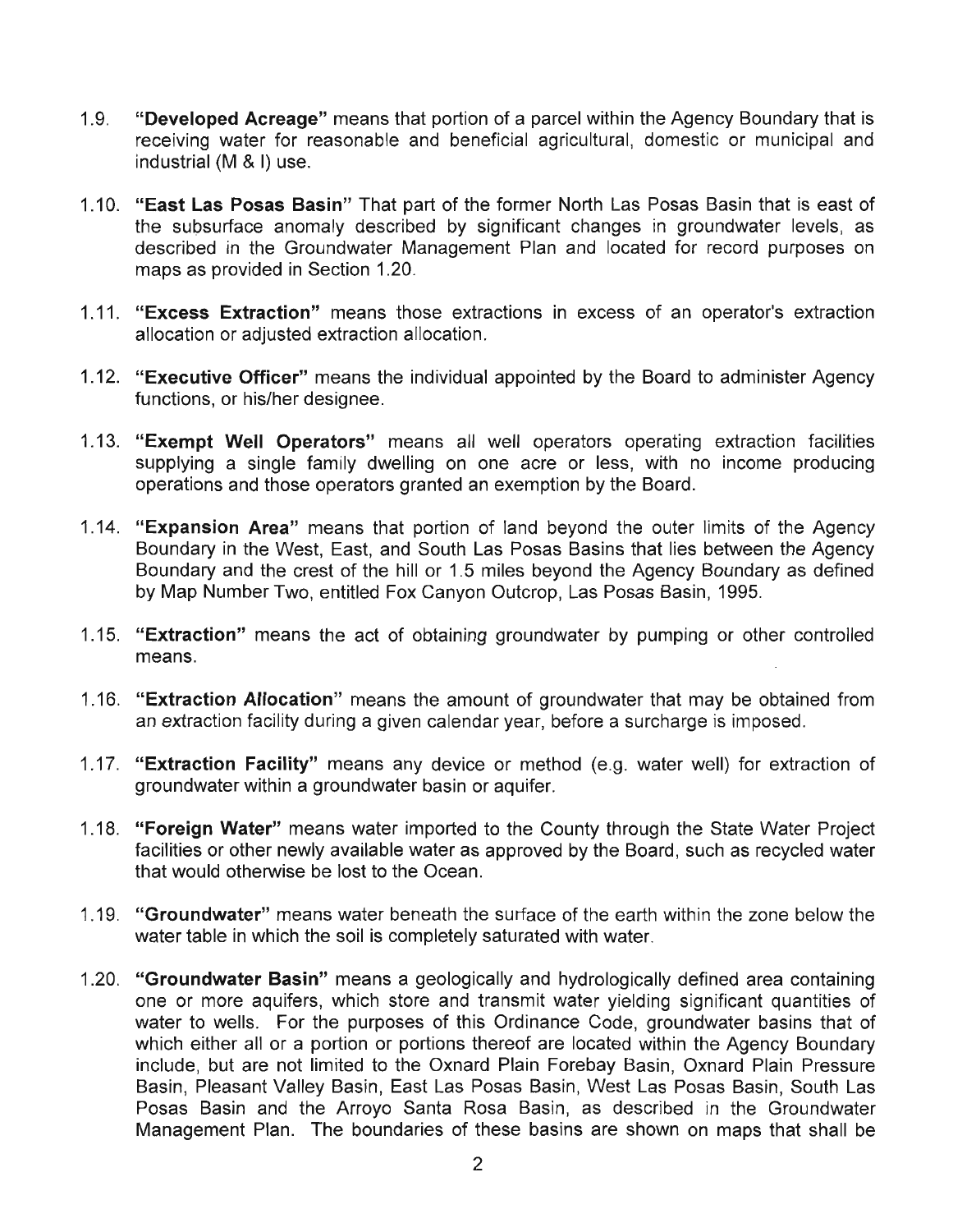1.9. **"Developed Acreage"** means that portion of a parcel within the Agency Boundary that is receiving water for reasonable and beneficial agricultural, domestic or municipal and industrial (M & I) use.

1.10. **"East Las Posas Basin"** That part of the former North Las Posas Basin that is east of the subsurface anomaly described by significant changes in groundwater levels, as described in the Groundwater Management Plan and located for record purposes on maps as provided in Section 1.20.

1.11. **"Excess Extraction"** means those extractions in excess of an operator's extraction allocation or adjusted extraction allocation.

1.12. **"Executive Officer"** means the individual appointed by the Board to administer Agency functions, or his/her designee.

1.13. **"Exempt Well Operators"** means all well operators operating extraction facilities supplying a single family dwelling on one acre or less, with no income producing operations and those operators granted an exemption by the Board.

1.14. **"Expansion Area"** means that portion of land beyond the outer limits of the Agency Boundary in the West, East, and South Las Posas Basins that lies between the Agency Boundary and the crest of the hill or 1.5 miles beyond the Agency Boundary as defined by Map Number Two, entitled Fox Canyon Outcrop, Las Posas Basin, 1995.

1.15. **"Extraction"** means the act of obtaining groundwater by pumping or other controlled means.

1.16. **"Extraction Allocation"** means the amount of groundwater that may be obtained from an extraction facility during a given calendar year, before a surcharge is imposed.

1.17. **"Extraction Facility"** means any device or method (e.g. water well) for extraction of groundwater within a groundwater basin or aquifer.

1.18. **"Foreign Water"** means water imported to the County through the State Water Project facilities or other newly available water as approved by the Board, such as recycled water that would otherwise be lost to the Ocean.

1.19. **"Groundwater"** means water beneath the surface of the earth within the zone below the water table in which the soil is completely saturated with water.

1.20. **"Groundwater Basin"** means a geologically and hydrologically defined area containing one or more aquifers, which store and transmit water yielding significant quantities of water to wells. For the purposes of this Ordinance Code, groundwater basins that of which either all or a portion or portions thereof are located within the Agency Boundary include, but are not limited to the Oxnard Plain Forebay Basin, Oxnard Plain Pressure Basin, Pleasant Valley Basin, East Las Posas Basin, West Las Posas Basin, South Las Posas Basin and the Arroyo Santa Rosa Basin, as described in the Groundwater Management Plan. The boundaries of these basins are shown on maps that shall be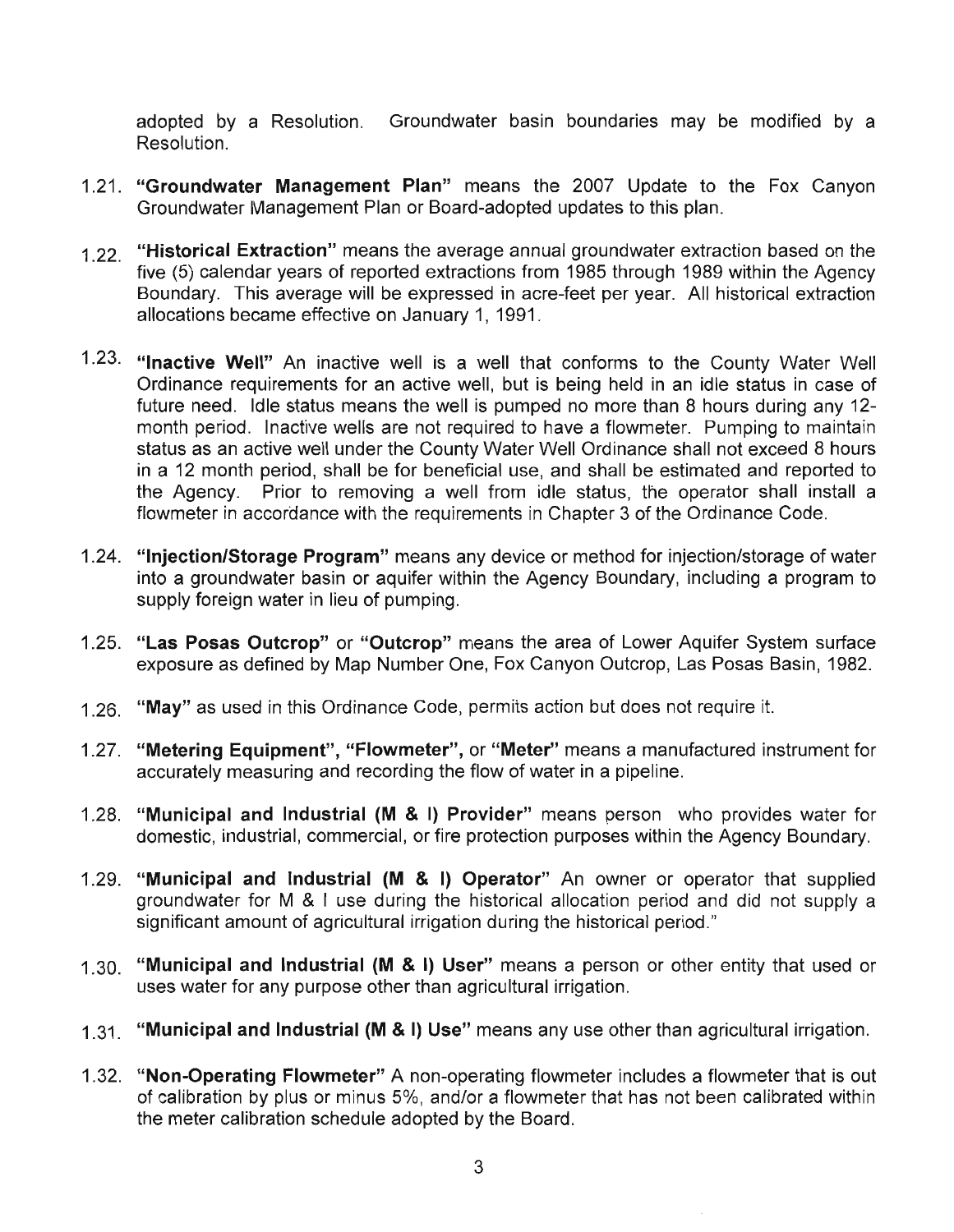adopted by a Resolution. Groundwater basin boundaries may be modified by a Resolution.

1.21. **"Groundwater Management Plan"** means the 2007 Update to the Fox Canyon Groundwater Management Plan or Board-adopted updates to this plan.

1.22. **"Historical Extraction"** means the average annual groundwater extraction based on the five (5) calendar years of reported extractions from 1985 through 1989 within the Agency Boundary. This average will be expressed in acre-feet per year. All historical extraction allocations became effective on January 1, 1991.

1.23. **"Inactive Well"** An inactive well is a well that conforms to the County Water Well Ordinance requirements for an active well, but is being held in an idle status in case of future need. Idle status means the well is pumped no more than 8 hours during any 12-month period. Inactive wells are not required to have a flowmeter. Pumping to maintain status as an active well under the County Water Well Ordinance shall not exceed 8 hours in a 12 month period, shall be for beneficial use, and shall be estimated and reported to the Agency. Prior to removing a well from idle status, the operator shall install a flowmeter in accordance with the requirements in Chapter 3 of the Ordinance Code.

1.24. **"Injection/Storage Program"** means any device or method for injection/storage of water into a groundwater basin or aquifer within the Agency Boundary, including a program to supply foreign water in lieu of pumping.

1.25. **"Las Posas Outcrop"** or **"Outcrop"** means the area of Lower Aquifer System surface exposure as defined by Map Number One, Fox Canyon Outcrop, Las Posas Basin, 1982.

1.26. **"May"** as used in this Ordinance Code, permits action but does not require it.

1.27. **"Metering Equipment", "Flowmeter",** or **"Meter"** means a manufactured instrument for accurately measuring and recording the flow of water in a pipeline.

1.28. **"Municipal and Industrial (M & I) Provider"** means person who provides water for domestic, industrial, commercial, or fire protection purposes within the Agency Boundary.

1.29. **"Municipal and Industrial (M & I) Operator"** An owner or operator that supplied groundwater for M & I use during the historical allocation period and did not supply a significant amount of agricultural irrigation during the historical period."

1.30. **"Municipal and Industrial (M & I) User"** means a person or other entity that used or uses water for any purpose other than agricultural irrigation.

1.31. **"Municipal and Industrial (M & I) Use"** means any use other than agricultural irrigation.

1.32. **"Non-Operating Flowmeter"** A non-operating flowmeter includes a flowmeter that is out of calibration by plus or minus 5%, and/or a flowmeter that has not been calibrated within the meter calibration schedule adopted by the Board.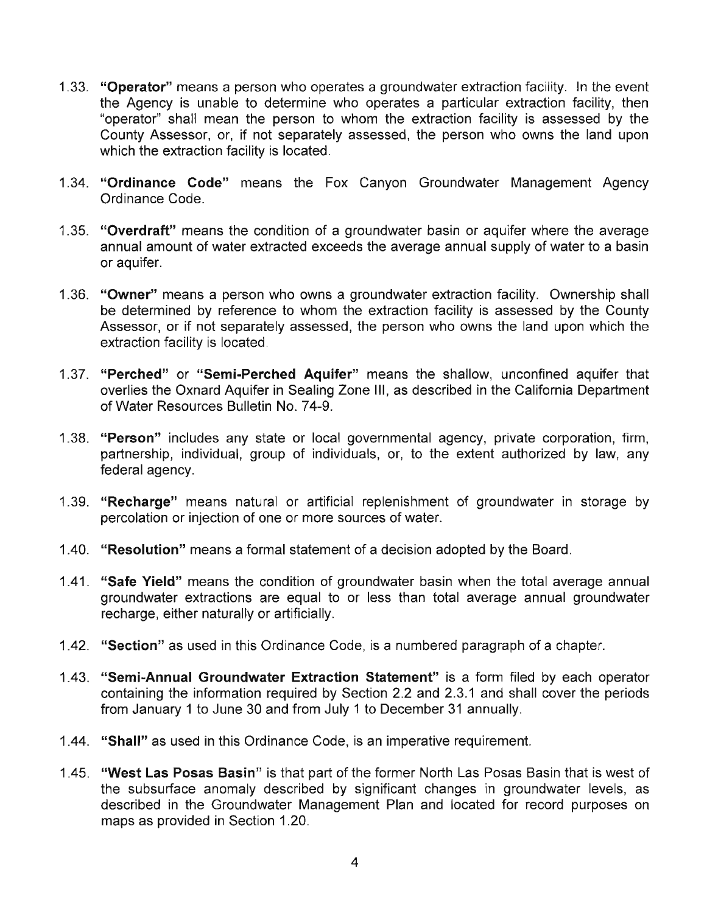1.33. **"Operator"** means a person who operates a groundwater extraction facility. In the event the Agency is unable to determine who operates a particular extraction facility, then "operator" shall mean the person to whom the extraction facility is assessed by the County Assessor, or, if not separately assessed, the person who owns the land upon which the extraction facility is located.

1.34. **"Ordinance Code"** means the Fox Canyon Groundwater Management Agency Ordinance Code.

1.35. **"Overdraft"** means the condition of a groundwater basin or aquifer where the average annual amount of water extracted exceeds the average annual supply of water to a basin or aquifer.

1.36. **"Owner"** means a person who owns a groundwater extraction facility. Ownership shall be determined by reference to whom the extraction facility is assessed by the County Assessor, or if not separately assessed, the person who owns the land upon which the extraction facility is located.

1.37. **"Perched"** or **"Semi-Perched Aquifer"** means the shallow, unconfined aquifer that overlies the Oxnard Aquifer in Sealing Zone III, as described in the California Department of Water Resources Bulletin No. 74-9.

1.38. **"Person"** includes any state or local governmental agency, private corporation, firm, partnership, individual, group of individuals, or, to the extent authorized by law, any federal agency.

1.39. **"Recharge"** means natural or artificial replenishment of groundwater in storage by percolation or injection of one or more sources of water.

1.40. **"Resolution"** means a formal statement of a decision adopted by the Board.

1.41. **"Safe Yield"** means the condition of groundwater basin when the total average annual groundwater extractions are equal to or less than total average annual groundwater recharge, either naturally or artificially.

1.42. **"Section"** as used in this Ordinance Code, is a numbered paragraph of a chapter.

1.43. **"Semi-Annual Groundwater Extraction Statement"** is a form filed by each operator containing the information required by Section 2.2 and 2.3.1 and shall cover the periods from January 1 to June 30 and from July 1 to December 31 annually.

1.44. **"Shall"** as used in this Ordinance Code, is an imperative requirement.

1.45. **"West Las Posas Basin"** is that part of the former North Las Posas Basin that is west of the subsurface anomaly described by significant changes in groundwater levels, as described in the Groundwater Management Plan and located for record purposes on maps as provided in Section 1.20.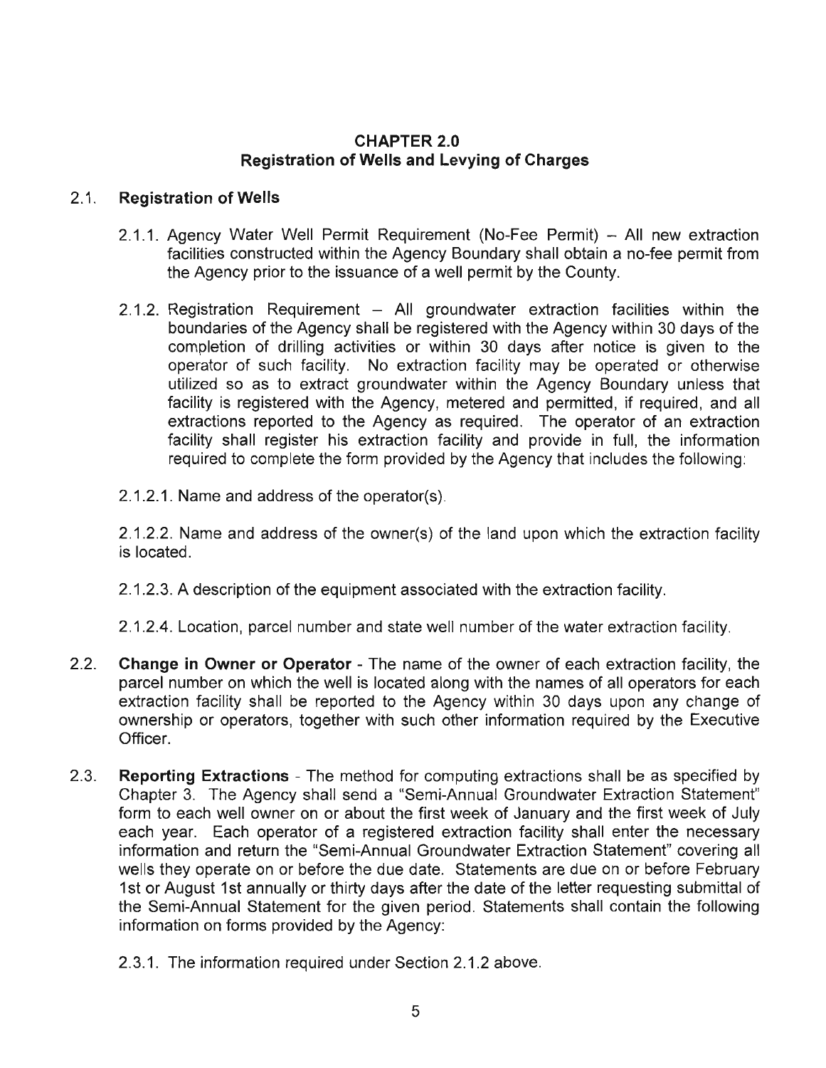## CHAPTER 2.0
## Registration of Wells and Levying of Charges

### 2.1. Registration of Wells

2.1.1. Agency Water Well Permit Requirement (No-Fee Permit) – All new extraction facilities constructed within the Agency Boundary shall obtain a no-fee permit from the Agency prior to the issuance of a well permit by the County.

2.1.2. Registration Requirement – All groundwater extraction facilities within the boundaries of the Agency shall be registered with the Agency within 30 days of the completion of drilling activities or within 30 days after notice is given to the operator of such facility. No extraction facility may be operated or otherwise utilized so as to extract groundwater within the Agency Boundary unless that facility is registered with the Agency, metered and permitted, if required, and all extractions reported to the Agency as required. The operator of an extraction facility shall register his extraction facility and provide in full, the information required to complete the form provided by the Agency that includes the following:

2.1.2.1. Name and address of the operator(s).

2.1.2.2. Name and address of the owner(s) of the land upon which the extraction facility is located.

2.1.2.3. A description of the equipment associated with the extraction facility.

2.1.2.4. Location, parcel number and state well number of the water extraction facility.

2.2. **Change in Owner or Operator** - The name of the owner of each extraction facility, the parcel number on which the well is located along with the names of all operators for each extraction facility shall be reported to the Agency within 30 days upon any change of ownership or operators, together with such other information required by the Executive Officer.

2.3. **Reporting Extractions** - The method for computing extractions shall be as specified by Chapter 3. The Agency shall send a "Semi-Annual Groundwater Extraction Statement" form to each well owner on or about the first week of January and the first week of July each year. Each operator of a registered extraction facility shall enter the necessary information and return the "Semi-Annual Groundwater Extraction Statement" covering all wells they operate on or before the due date. Statements are due on or before February 1st or August 1st annually or thirty days after the date of the letter requesting submittal of the Semi-Annual Statement for the given period. Statements shall contain the following information on forms provided by the Agency:

2.3.1. The information required under Section 2.1.2 above.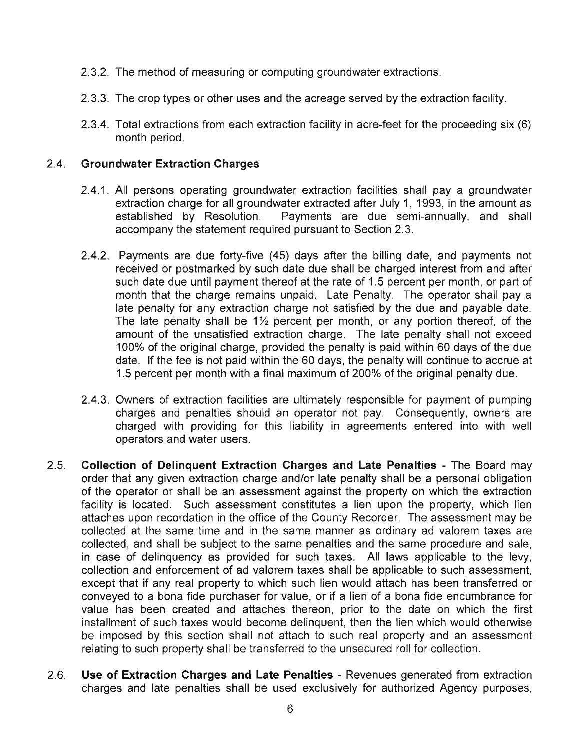2.3.2. The method of measuring or computing groundwater extractions.

2.3.3. The crop types or other uses and the acreage served by the extraction facility.

2.3.4. Total extractions from each extraction facility in acre-feet for the proceeding six (6) month period.

## 2.4. Groundwater Extraction Charges

2.4.1. All persons operating groundwater extraction facilities shall pay a groundwater extraction charge for all groundwater extracted after July 1, 1993, in the amount as established by Resolution. Payments are due semi-annually, and shall accompany the statement required pursuant to Section 2.3.

2.4.2. Payments are due forty-five (45) days after the billing date, and payments not received or postmarked by such date due shall be charged interest from and after such date due until payment thereof at the rate of 1.5 percent per month, or part of month that the charge remains unpaid. Late Penalty. The operator shall pay a late penalty for any extraction charge not satisfied by the due and payable date. The late penalty shall be 1½ percent per month, or any portion thereof, of the amount of the unsatisfied extraction charge. The late penalty shall not exceed 100% of the original charge, provided the penalty is paid within 60 days of the due date. If the fee is not paid within the 60 days, the penalty will continue to accrue at 1.5 percent per month with a final maximum of 200% of the original penalty due.

2.4.3. Owners of extraction facilities are ultimately responsible for payment of pumping charges and penalties should an operator not pay. Consequently, owners are charged with providing for this liability in agreements entered into with well operators and water users.

2.5. **Collection of Delinquent Extraction Charges and Late Penalties** - The Board may order that any given extraction charge and/or late penalty shall be a personal obligation of the operator or shall be an assessment against the property on which the extraction facility is located. Such assessment constitutes a lien upon the property, which lien attaches upon recordation in the office of the County Recorder. The assessment may be collected at the same time and in the same manner as ordinary ad valorem taxes are collected, and shall be subject to the same penalties and the same procedure and sale, in case of delinquency as provided for such taxes. All laws applicable to the levy, collection and enforcement of ad valorem taxes shall be applicable to such assessment, except that if any real property to which such lien would attach has been transferred or conveyed to a bona fide purchaser for value, or if a lien of a bona fide encumbrance for value has been created and attaches thereon, prior to the date on which the first installment of such taxes would become delinquent, then the lien which would otherwise be imposed by this section shall not attach to such real property and an assessment relating to such property shall be transferred to the unsecured roll for collection.

2.6. **Use of Extraction Charges and Late Penalties** - Revenues generated from extraction charges and late penalties shall be used exclusively for authorized Agency purposes,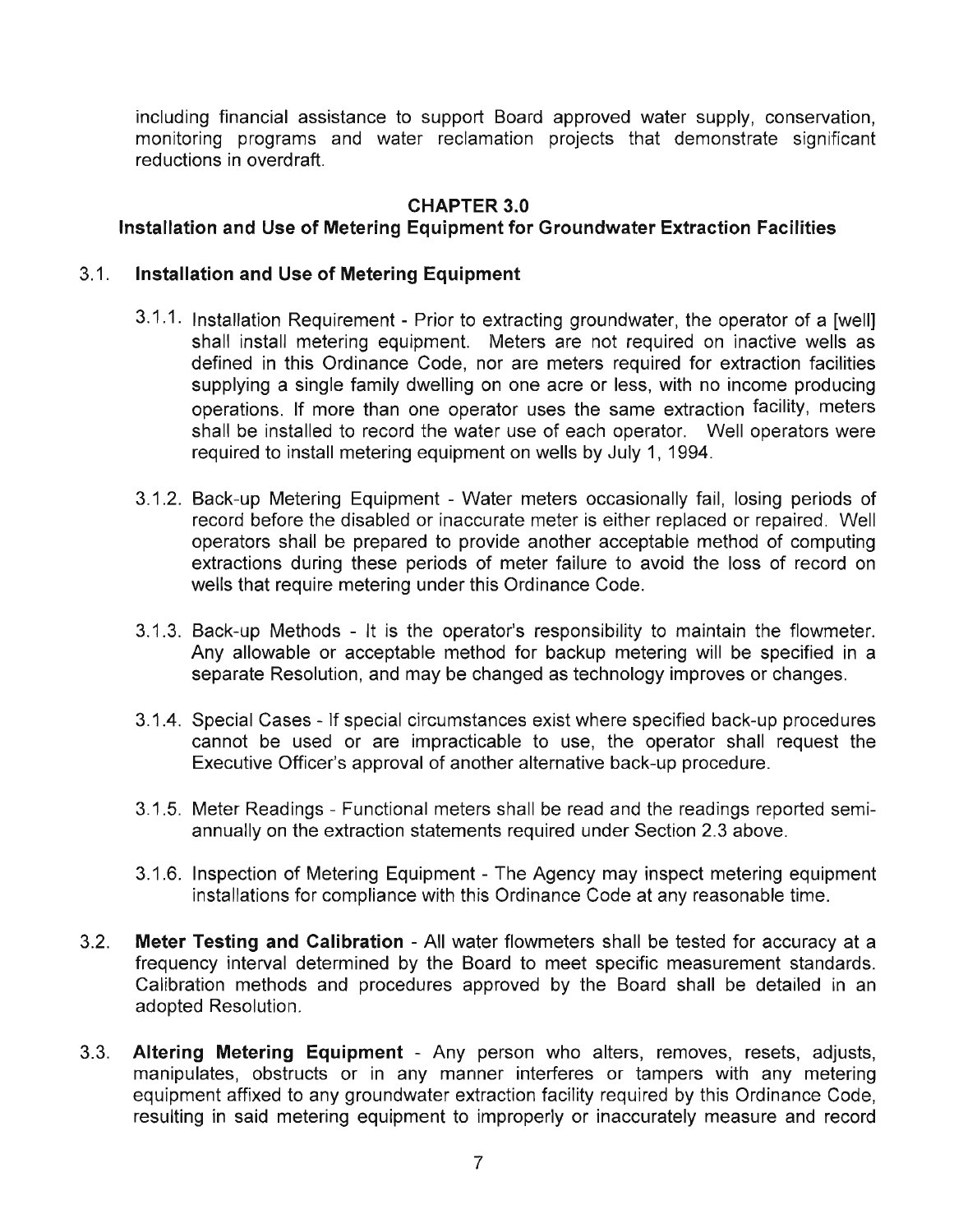including financial assistance to support Board approved water supply, conservation, monitoring programs and water reclamation projects that demonstrate significant reductions in overdraft.

## CHAPTER 3.0

## Installation and Use of Metering Equipment for Groundwater Extraction Facilities

### 3.1. Installation and Use of Metering Equipment

3.1.1. Installation Requirement - Prior to extracting groundwater, the operator of a [well] shall install metering equipment. Meters are not required on inactive wells as defined in this Ordinance Code, nor are meters required for extraction facilities supplying a single family dwelling on one acre or less, with no income producing operations. If more than one operator uses the same extraction facility, meters shall be installed to record the water use of each operator. Well operators were required to install metering equipment on wells by July 1, 1994.

3.1.2. Back-up Metering Equipment - Water meters occasionally fail, losing periods of record before the disabled or inaccurate meter is either replaced or repaired. Well operators shall be prepared to provide another acceptable method of computing extractions during these periods of meter failure to avoid the loss of record on wells that require metering under this Ordinance Code.

3.1.3. Back-up Methods - It is the operator's responsibility to maintain the flowmeter. Any allowable or acceptable method for backup metering will be specified in a separate Resolution, and may be changed as technology improves or changes.

3.1.4. Special Cases - If special circumstances exist where specified back-up procedures cannot be used or are impracticable to use, the operator shall request the Executive Officer's approval of another alternative back-up procedure.

3.1.5. Meter Readings - Functional meters shall be read and the readings reported semi-annually on the extraction statements required under Section 2.3 above.

3.1.6. Inspection of Metering Equipment - The Agency may inspect metering equipment installations for compliance with this Ordinance Code at any reasonable time.

3.2. **Meter Testing and Calibration** - All water flowmeters shall be tested for accuracy at a frequency interval determined by the Board to meet specific measurement standards. Calibration methods and procedures approved by the Board shall be detailed in an adopted Resolution.

3.3. **Altering Metering Equipment** - Any person who alters, removes, resets, adjusts, manipulates, obstructs or in any manner interferes or tampers with any metering equipment affixed to any groundwater extraction facility required by this Ordinance Code, resulting in said metering equipment to improperly or inaccurately measure and record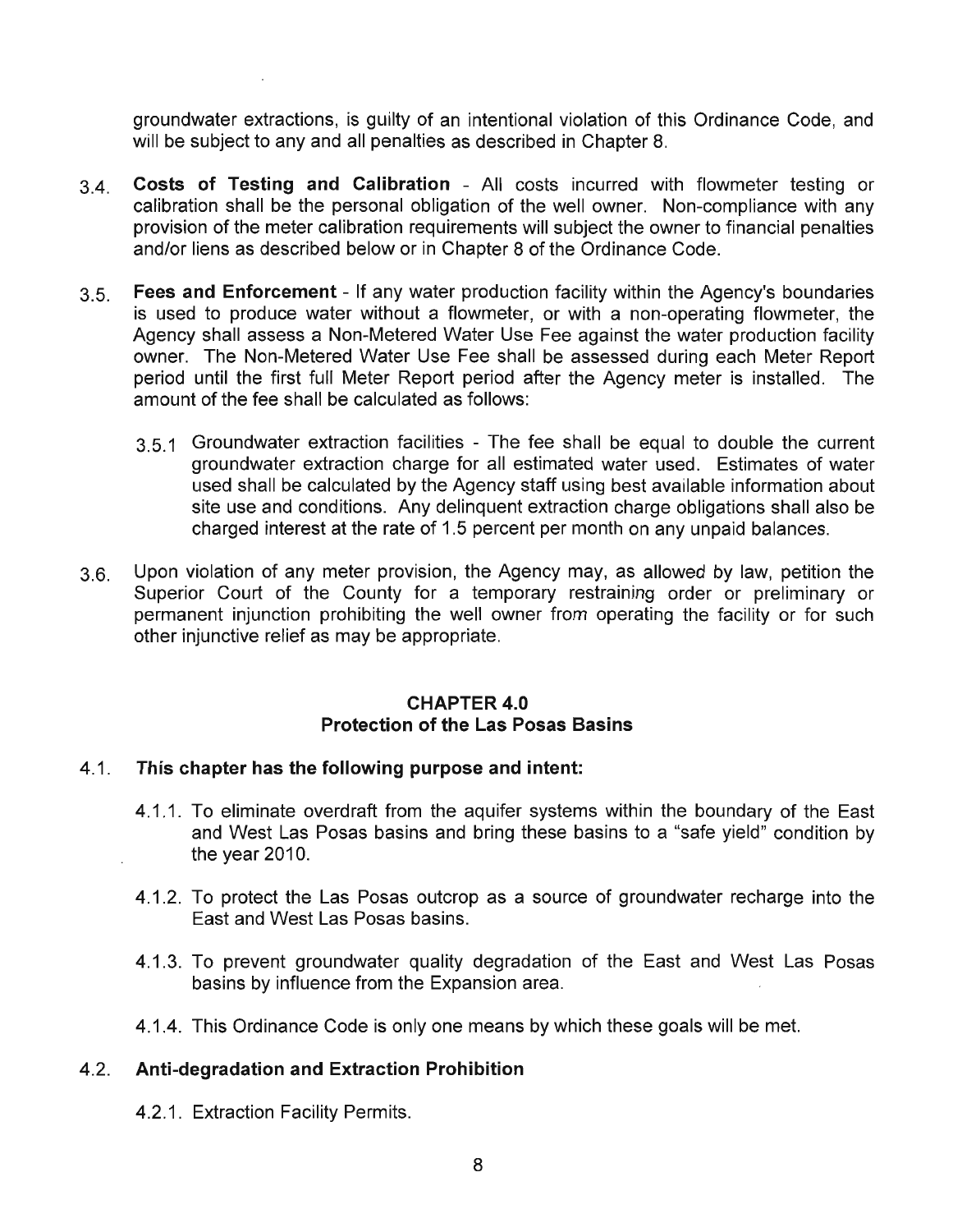groundwater extractions, is guilty of an intentional violation of this Ordinance Code, and will be subject to any and all penalties as described in Chapter 8.

3.4. **Costs of Testing and Calibration** - All costs incurred with flowmeter testing or calibration shall be the personal obligation of the well owner. Non-compliance with any provision of the meter calibration requirements will subject the owner to financial penalties and/or liens as described below or in Chapter 8 of the Ordinance Code.

3.5. **Fees and Enforcement** - If any water production facility within the Agency's boundaries is used to produce water without a flowmeter, or with a non-operating flowmeter, the Agency shall assess a Non-Metered Water Use Fee against the water production facility owner. The Non-Metered Water Use Fee shall be assessed during each Meter Report period until the first full Meter Report period after the Agency meter is installed. The amount of the fee shall be calculated as follows:

3.5.1 Groundwater extraction facilities - The fee shall be equal to double the current groundwater extraction charge for all estimated water used. Estimates of water used shall be calculated by the Agency staff using best available information about site use and conditions. Any delinquent extraction charge obligations shall also be charged interest at the rate of 1.5 percent per month on any unpaid balances.

3.6. Upon violation of any meter provision, the Agency may, as allowed by law, petition the Superior Court of the County for a temporary restraining order or preliminary or permanent injunction prohibiting the well owner from operating the facility or for such other injunctive relief as may be appropriate.

## CHAPTER 4.0
## Protection of the Las Posas Basins

4.1. **This chapter has the following purpose and intent:**

4.1.1. To eliminate overdraft from the aquifer systems within the boundary of the East and West Las Posas basins and bring these basins to a "safe yield" condition by the year 2010.

4.1.2. To protect the Las Posas outcrop as a source of groundwater recharge into the East and West Las Posas basins.

4.1.3. To prevent groundwater quality degradation of the East and West Las Posas basins by influence from the Expansion area.

4.1.4. This Ordinance Code is only one means by which these goals will be met.

4.2. **Anti-degradation and Extraction Prohibition**

4.2.1. Extraction Facility Permits.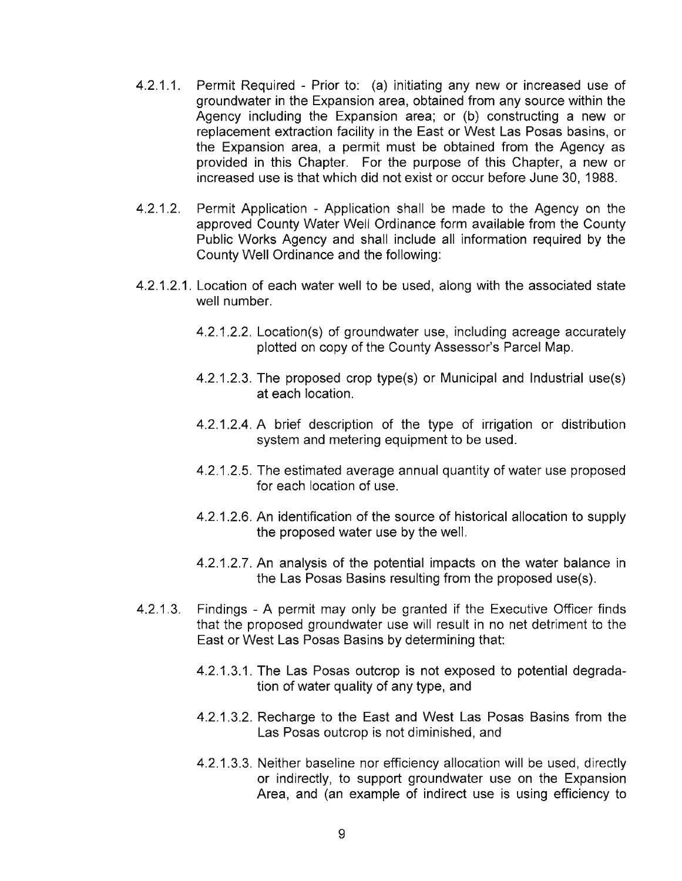4.2.1.1. Permit Required - Prior to: (a) initiating any new or increased use of groundwater in the Expansion area, obtained from any source within the Agency including the Expansion area; or (b) constructing a new or replacement extraction facility in the East or West Las Posas basins, or the Expansion area, a permit must be obtained from the Agency as provided in this Chapter. For the purpose of this Chapter, a new or increased use is that which did not exist or occur before June 30, 1988.

4.2.1.2. Permit Application - Application shall be made to the Agency on the approved County Water Well Ordinance form available from the County Public Works Agency and shall include all information required by the County Well Ordinance and the following:

4.2.1.2.1. Location of each water well to be used, along with the associated state well number.

4.2.1.2.2. Location(s) of groundwater use, including acreage accurately plotted on copy of the County Assessor's Parcel Map.

4.2.1.2.3. The proposed crop type(s) or Municipal and Industrial use(s) at each location.

4.2.1.2.4. A brief description of the type of irrigation or distribution system and metering equipment to be used.

4.2.1.2.5. The estimated average annual quantity of water use proposed for each location of use.

4.2.1.2.6. An identification of the source of historical allocation to supply the proposed water use by the well.

4.2.1.2.7. An analysis of the potential impacts on the water balance in the Las Posas Basins resulting from the proposed use(s).

4.2.1.3. Findings - A permit may only be granted if the Executive Officer finds that the proposed groundwater use will result in no net detriment to the East or West Las Posas Basins by determining that:

4.2.1.3.1. The Las Posas outcrop is not exposed to potential degradation of water quality of any type, and

4.2.1.3.2. Recharge to the East and West Las Posas Basins from the Las Posas outcrop is not diminished, and

4.2.1.3.3. Neither baseline nor efficiency allocation will be used, directly or indirectly, to support groundwater use on the Expansion Area, and (an example of indirect use is using efficiency to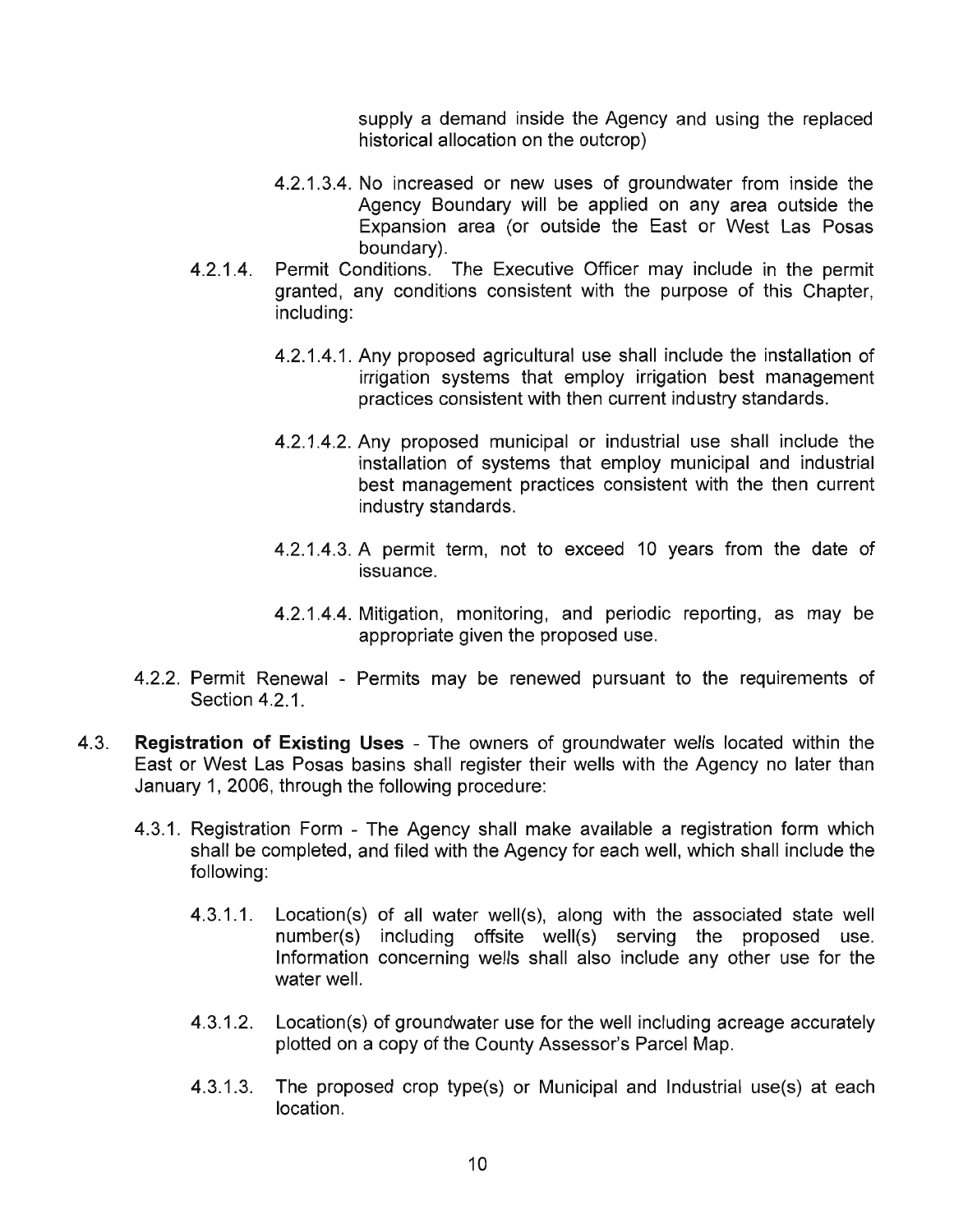supply a demand inside the Agency and using the replaced historical allocation on the outcrop)

4.2.1.3.4. No increased or new uses of groundwater from inside the Agency Boundary will be applied on any area outside the Expansion area (or outside the East or West Las Posas boundary).

4.2.1.4. Permit Conditions. The Executive Officer may include in the permit granted, any conditions consistent with the purpose of this Chapter, including:

4.2.1.4.1. Any proposed agricultural use shall include the installation of irrigation systems that employ irrigation best management practices consistent with then current industry standards.

4.2.1.4.2. Any proposed municipal or industrial use shall include the installation of systems that employ municipal and industrial best management practices consistent with the then current industry standards.

4.2.1.4.3. A permit term, not to exceed 10 years from the date of issuance.

4.2.1.4.4. Mitigation, monitoring, and periodic reporting, as may be appropriate given the proposed use.

4.2.2. Permit Renewal - Permits may be renewed pursuant to the requirements of Section 4.2.1.

4.3. **Registration of Existing Uses** - The owners of groundwater wells located within the East or West Las Posas basins shall register their wells with the Agency no later than January 1, 2006, through the following procedure:

4.3.1. Registration Form - The Agency shall make available a registration form which shall be completed, and filed with the Agency for each well, which shall include the following:

4.3.1.1. Location(s) of all water well(s), along with the associated state well number(s) including offsite well(s) serving the proposed use. Information concerning wells shall also include any other use for the water well.

4.3.1.2. Location(s) of groundwater use for the well including acreage accurately plotted on a copy of the County Assessor's Parcel Map.

4.3.1.3. The proposed crop type(s) or Municipal and Industrial use(s) at each location.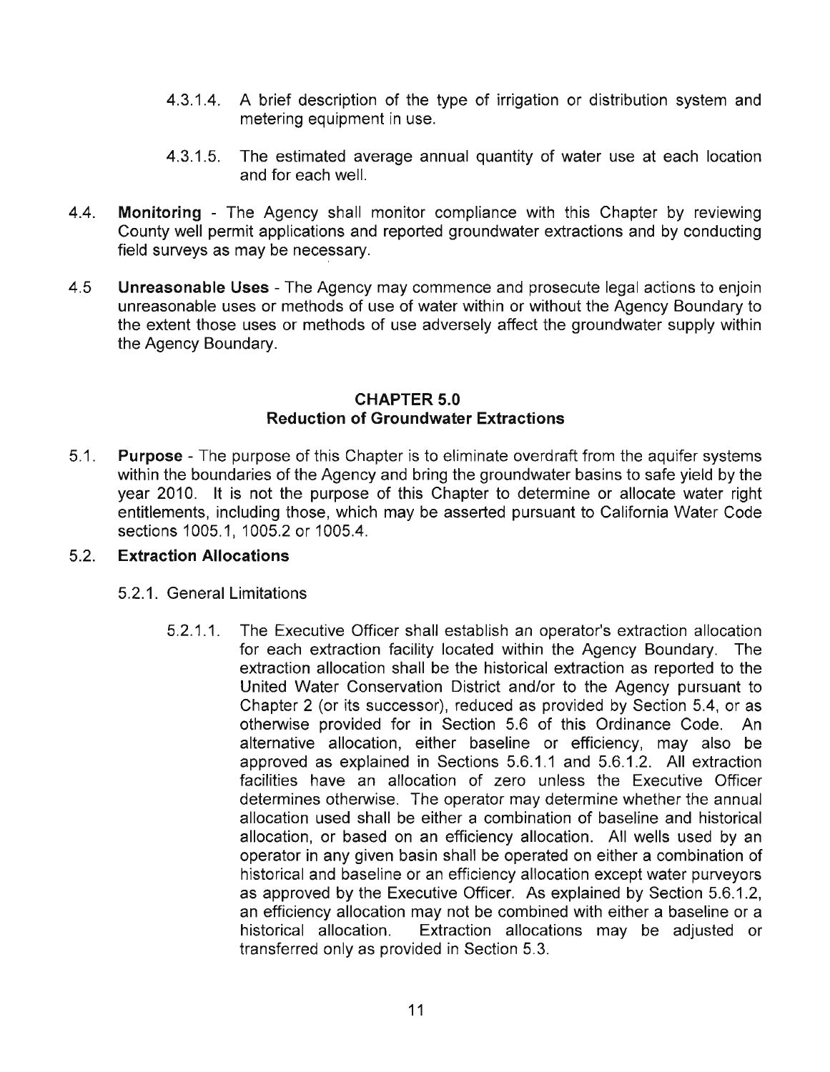4.3.1.4. A brief description of the type of irrigation or distribution system and metering equipment in use.

4.3.1.5. The estimated average annual quantity of water use at each location and for each well.

4.4. **Monitoring** - The Agency shall monitor compliance with this Chapter by reviewing County well permit applications and reported groundwater extractions and by conducting field surveys as may be necessary.

4.5 **Unreasonable Uses** - The Agency may commence and prosecute legal actions to enjoin unreasonable uses or methods of use of water within or without the Agency Boundary to the extent those uses or methods of use adversely affect the groundwater supply within the Agency Boundary.

## CHAPTER 5.0
## Reduction of Groundwater Extractions

5.1. **Purpose** - The purpose of this Chapter is to eliminate overdraft from the aquifer systems within the boundaries of the Agency and bring the groundwater basins to safe yield by the year 2010. It is not the purpose of this Chapter to determine or allocate water right entitlements, including those, which may be asserted pursuant to California Water Code sections 1005.1, 1005.2 or 1005.4.

5.2. **Extraction Allocations**

5.2.1. General Limitations

5.2.1.1. The Executive Officer shall establish an operator's extraction allocation for each extraction facility located within the Agency Boundary. The extraction allocation shall be the historical extraction as reported to the United Water Conservation District and/or to the Agency pursuant to Chapter 2 (or its successor), reduced as provided by Section 5.4, or as otherwise provided for in Section 5.6 of this Ordinance Code. An alternative allocation, either baseline or efficiency, may also be approved as explained in Sections 5.6.1.1 and 5.6.1.2. All extraction facilities have an allocation of zero unless the Executive Officer determines otherwise. The operator may determine whether the annual allocation used shall be either a combination of baseline and historical allocation, or based on an efficiency allocation. All wells used by an operator in any given basin shall be operated on either a combination of historical and baseline or an efficiency allocation except water purveyors as approved by the Executive Officer. As explained by Section 5.6.1.2, an efficiency allocation may not be combined with either a baseline or a historical allocation. Extraction allocations may be adjusted or transferred only as provided in Section 5.3.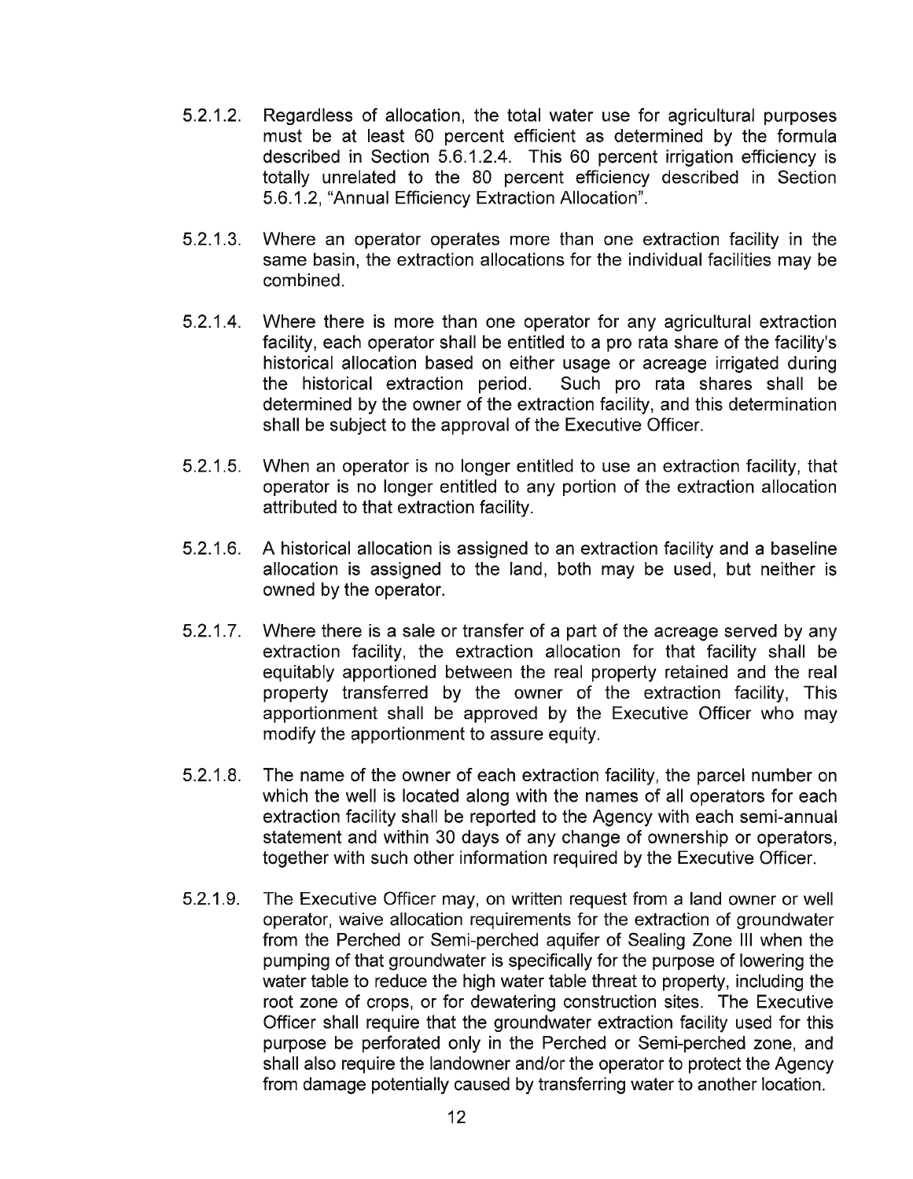5.2.1.2. Regardless of allocation, the total water use for agricultural purposes must be at least 60 percent efficient as determined by the formula described in Section 5.6.1.2.4. This 60 percent irrigation efficiency is totally unrelated to the 80 percent efficiency described in Section 5.6.1.2, "Annual Efficiency Extraction Allocation".

5.2.1.3. Where an operator operates more than one extraction facility in the same basin, the extraction allocations for the individual facilities may be combined.

5.2.1.4. Where there is more than one operator for any agricultural extraction facility, each operator shall be entitled to a pro rata share of the facility's historical allocation based on either usage or acreage irrigated during the historical extraction period. Such pro rata shares shall be determined by the owner of the extraction facility, and this determination shall be subject to the approval of the Executive Officer.

5.2.1.5. When an operator is no longer entitled to use an extraction facility, that operator is no longer entitled to any portion of the extraction allocation attributed to that extraction facility.

5.2.1.6. A historical allocation is assigned to an extraction facility and a baseline allocation is assigned to the land, both may be used, but neither is owned by the operator.

5.2.1.7. Where there is a sale or transfer of a part of the acreage served by any extraction facility, the extraction allocation for that facility shall be equitably apportioned between the real property retained and the real property transferred by the owner of the extraction facility, This apportionment shall be approved by the Executive Officer who may modify the apportionment to assure equity.

5.2.1.8. The name of the owner of each extraction facility, the parcel number on which the well is located along with the names of all operators for each extraction facility shall be reported to the Agency with each semi-annual statement and within 30 days of any change of ownership or operators, together with such other information required by the Executive Officer.

5.2.1.9. The Executive Officer may, on written request from a land owner or well operator, waive allocation requirements for the extraction of groundwater from the Perched or Semi-perched aquifer of Sealing Zone III when the pumping of that groundwater is specifically for the purpose of lowering the water table to reduce the high water table threat to property, including the root zone of crops, or for dewatering construction sites. The Executive Officer shall require that the groundwater extraction facility used for this purpose be perforated only in the Perched or Semi-perched zone, and shall also require the landowner and/or the operator to protect the Agency from damage potentially caused by transferring water to another location.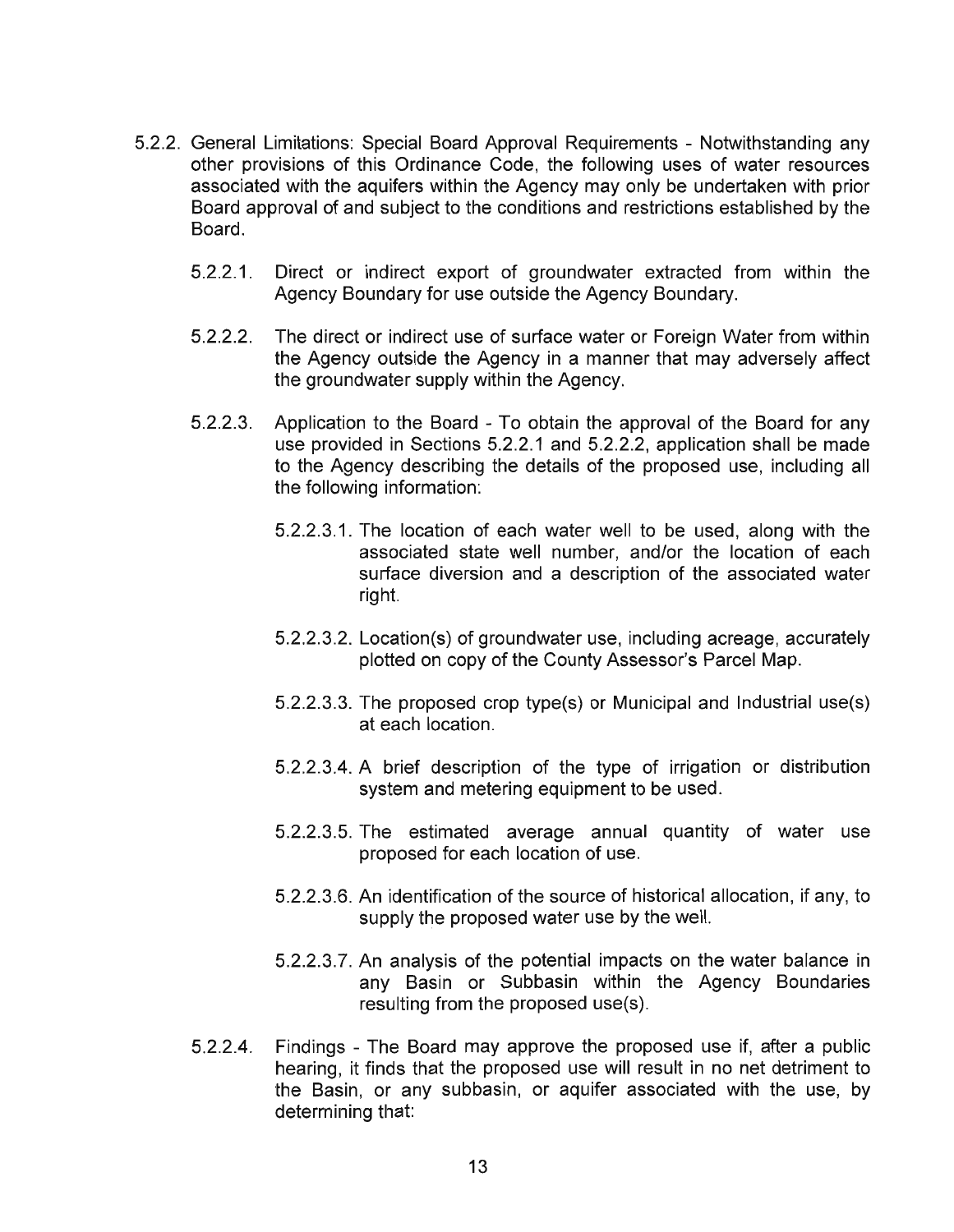5.2.2. General Limitations: Special Board Approval Requirements - Notwithstanding any other provisions of this Ordinance Code, the following uses of water resources associated with the aquifers within the Agency may only be undertaken with prior Board approval of and subject to the conditions and restrictions established by the Board.

5.2.2.1. Direct or indirect export of groundwater extracted from within the Agency Boundary for use outside the Agency Boundary.

5.2.2.2. The direct or indirect use of surface water or Foreign Water from within the Agency outside the Agency in a manner that may adversely affect the groundwater supply within the Agency.

5.2.2.3. Application to the Board - To obtain the approval of the Board for any use provided in Sections 5.2.2.1 and 5.2.2.2, application shall be made to the Agency describing the details of the proposed use, including all the following information:

5.2.2.3.1. The location of each water well to be used, along with the associated state well number, and/or the location of each surface diversion and a description of the associated water right.

5.2.2.3.2. Location(s) of groundwater use, including acreage, accurately plotted on copy of the County Assessor's Parcel Map.

5.2.2.3.3. The proposed crop type(s) or Municipal and Industrial use(s) at each location.

5.2.2.3.4. A brief description of the type of irrigation or distribution system and metering equipment to be used.

5.2.2.3.5. The estimated average annual quantity of water use proposed for each location of use.

5.2.2.3.6. An identification of the source of historical allocation, if any, to supply the proposed water use by the well.

5.2.2.3.7. An analysis of the potential impacts on the water balance in any Basin or Subbasin within the Agency Boundaries resulting from the proposed use(s).

5.2.2.4. Findings - The Board may approve the proposed use if, after a public hearing, it finds that the proposed use will result in no net detriment to the Basin, or any subbasin, or aquifer associated with the use, by determining that: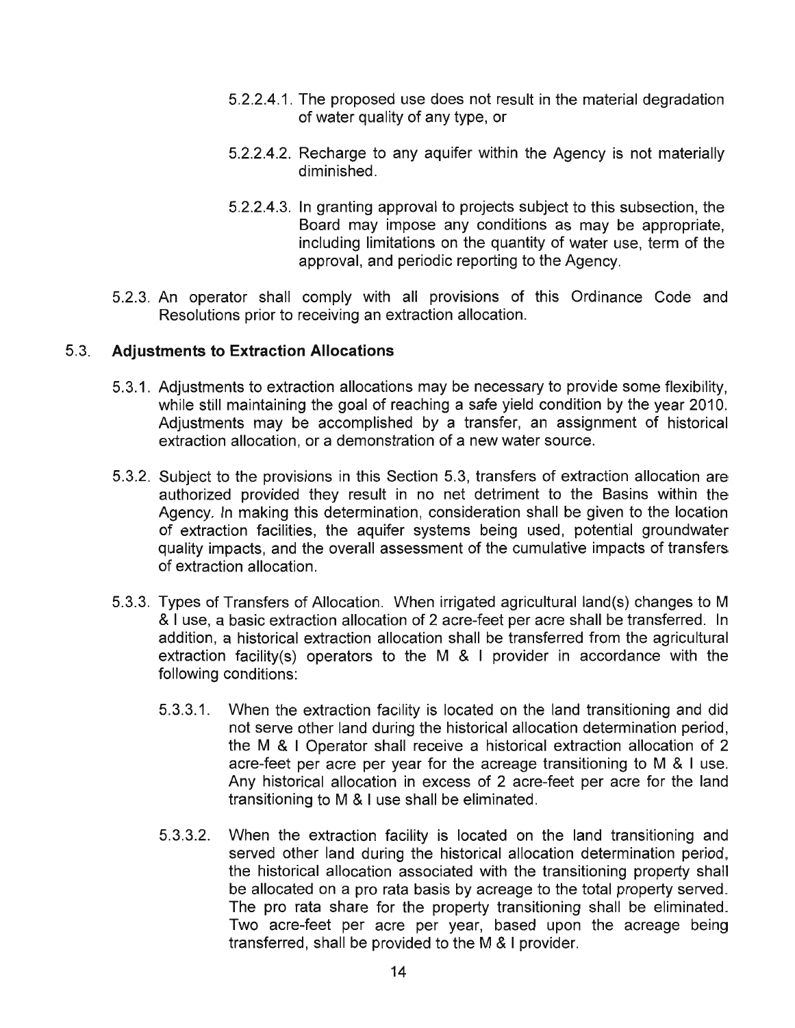5.2.2.4.1. The proposed use does not result in the material degradation of water quality of any type, or

5.2.2.4.2. Recharge to any aquifer within the Agency is not materially diminished.

5.2.2.4.3. In granting approval to projects subject to this subsection, the Board may impose any conditions as may be appropriate, including limitations on the quantity of water use, term of the approval, and periodic reporting to the Agency.

5.2.3. An operator shall comply with all provisions of this Ordinance Code and Resolutions prior to receiving an extraction allocation.

## 5.3. Adjustments to Extraction Allocations

5.3.1. Adjustments to extraction allocations may be necessary to provide some flexibility, while still maintaining the goal of reaching a safe yield condition by the year 2010. Adjustments may be accomplished by a transfer, an assignment of historical extraction allocation, or a demonstration of a new water source.

5.3.2. Subject to the provisions in this Section 5.3, transfers of extraction allocation are authorized provided they result in no net detriment to the Basins within the Agency. In making this determination, consideration shall be given to the location of extraction facilities, the aquifer systems being used, potential groundwater quality impacts, and the overall assessment of the cumulative impacts of transfers of extraction allocation.

5.3.3. Types of Transfers of Allocation. When irrigated agricultural land(s) changes to M & I use, a basic extraction allocation of 2 acre-feet per acre shall be transferred. In addition, a historical extraction allocation shall be transferred from the agricultural extraction facility(s) operators to the M & I provider in accordance with the following conditions:

5.3.3.1. When the extraction facility is located on the land transitioning and did not serve other land during the historical allocation determination period, the M & I Operator shall receive a historical extraction allocation of 2 acre-feet per acre per year for the acreage transitioning to M & I use. Any historical allocation in excess of 2 acre-feet per acre for the land transitioning to M & I use shall be eliminated.

5.3.3.2. When the extraction facility is located on the land transitioning and served other land during the historical allocation determination period, the historical allocation associated with the transitioning property shall be allocated on a pro rata basis by acreage to the total property served. The pro rata share for the property transitioning shall be eliminated. Two acre-feet per acre per year, based upon the acreage being transferred, shall be provided to the M & I provider.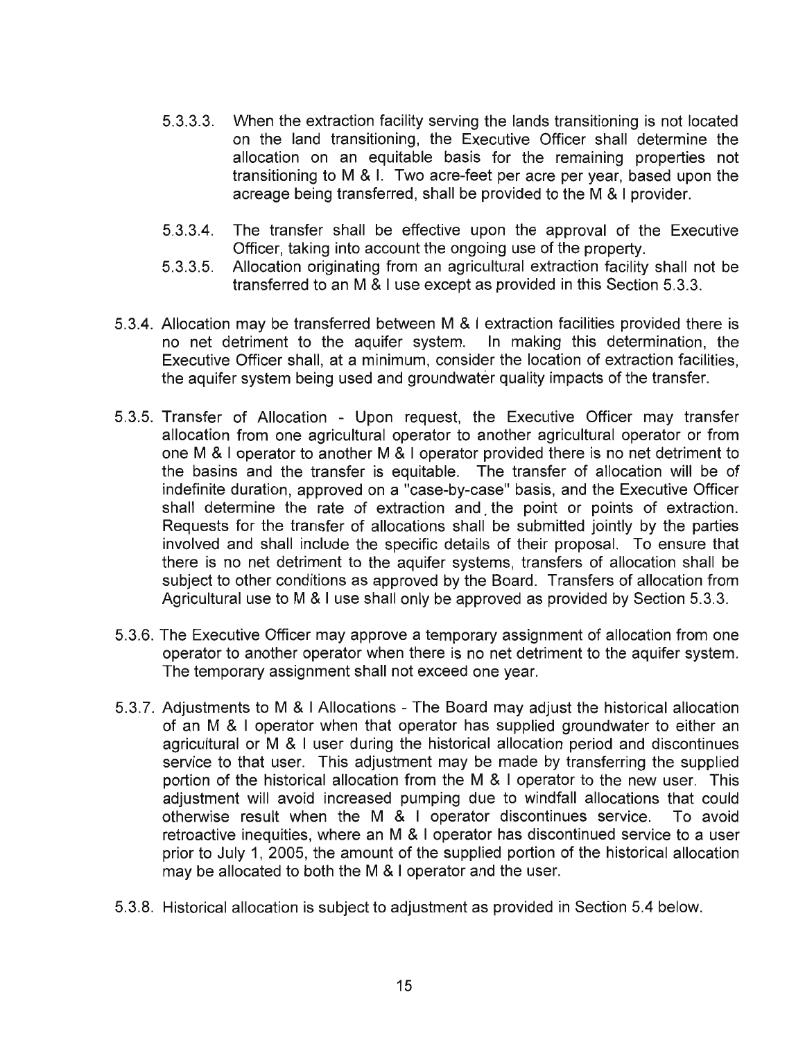5.3.3.3. When the extraction facility serving the lands transitioning is not located on the land transitioning, the Executive Officer shall determine the allocation on an equitable basis for the remaining properties not transitioning to M & I. Two acre-feet per acre per year, based upon the acreage being transferred, shall be provided to the M & I provider.

5.3.3.4. The transfer shall be effective upon the approval of the Executive Officer, taking into account the ongoing use of the property.

5.3.3.5. Allocation originating from an agricultural extraction facility shall not be transferred to an M & I use except as provided in this Section 5.3.3.

5.3.4. Allocation may be transferred between M & I extraction facilities provided there is no net detriment to the aquifer system. In making this determination, the Executive Officer shall, at a minimum, consider the location of extraction facilities, the aquifer system being used and groundwater quality impacts of the transfer.

5.3.5. Transfer of Allocation - Upon request, the Executive Officer may transfer allocation from one agricultural operator to another agricultural operator or from one M & I operator to another M & I operator provided there is no net detriment to the basins and the transfer is equitable. The transfer of allocation will be of indefinite duration, approved on a "case-by-case" basis, and the Executive Officer shall determine the rate of extraction and the point or points of extraction. Requests for the transfer of allocations shall be submitted jointly by the parties involved and shall include the specific details of their proposal. To ensure that there is no net detriment to the aquifer systems, transfers of allocation shall be subject to other conditions as approved by the Board. Transfers of allocation from Agricultural use to M & I use shall only be approved as provided by Section 5.3.3.

5.3.6. The Executive Officer may approve a temporary assignment of allocation from one operator to another operator when there is no net detriment to the aquifer system. The temporary assignment shall not exceed one year.

5.3.7. Adjustments to M & I Allocations - The Board may adjust the historical allocation of an M & I operator when that operator has supplied groundwater to either an agricultural or M & I user during the historical allocation period and discontinues service to that user. This adjustment may be made by transferring the supplied portion of the historical allocation from the M & I operator to the new user. This adjustment will avoid increased pumping due to windfall allocations that could otherwise result when the M & I operator discontinues service. To avoid retroactive inequities, where an M & I operator has discontinued service to a user prior to July 1, 2005, the amount of the supplied portion of the historical allocation may be allocated to both the M & I operator and the user.

5.3.8. Historical allocation is subject to adjustment as provided in Section 5.4 below.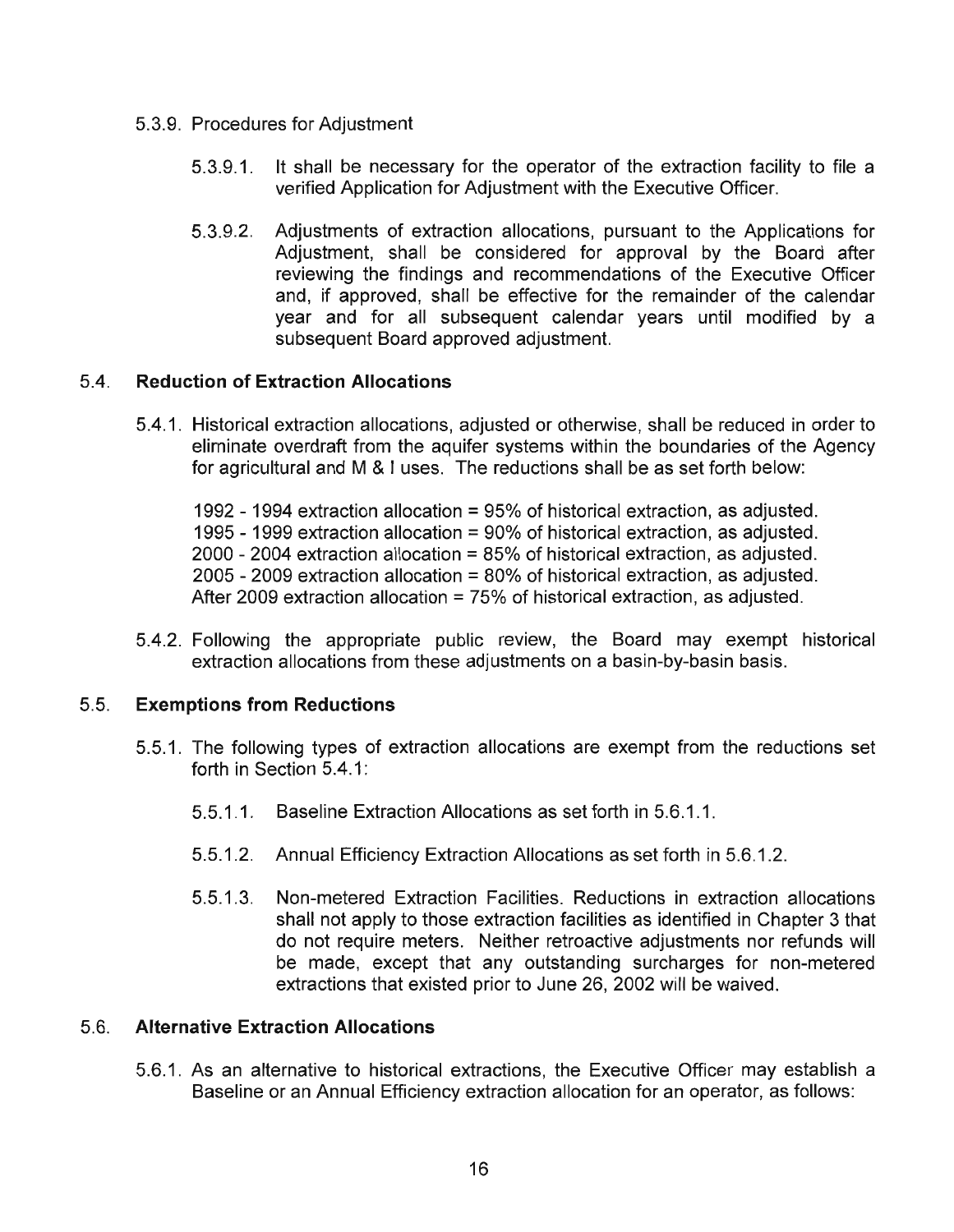5.3.9. Procedures for Adjustment

5.3.9.1. It shall be necessary for the operator of the extraction facility to file a verified Application for Adjustment with the Executive Officer.

5.3.9.2. Adjustments of extraction allocations, pursuant to the Applications for Adjustment, shall be considered for approval by the Board after reviewing the findings and recommendations of the Executive Officer and, if approved, shall be effective for the remainder of the calendar year and for all subsequent calendar years until modified by a subsequent Board approved adjustment.

## 5.4. Reduction of Extraction Allocations

5.4.1. Historical extraction allocations, adjusted or otherwise, shall be reduced in order to eliminate overdraft from the aquifer systems within the boundaries of the Agency for agricultural and M & I uses. The reductions shall be as set forth below:

1992 - 1994 extraction allocation = 95% of historical extraction, as adjusted.
1995 - 1999 extraction allocation = 90% of historical extraction, as adjusted.
2000 - 2004 extraction allocation = 85% of historical extraction, as adjusted.
2005 - 2009 extraction allocation = 80% of historical extraction, as adjusted.
After 2009 extraction allocation = 75% of historical extraction, as adjusted.

5.4.2. Following the appropriate public review, the Board may exempt historical extraction allocations from these adjustments on a basin-by-basin basis.

## 5.5. Exemptions from Reductions

5.5.1. The following types of extraction allocations are exempt from the reductions set forth in Section 5.4.1:

5.5.1.1. Baseline Extraction Allocations as set forth in 5.6.1.1.

5.5.1.2. Annual Efficiency Extraction Allocations as set forth in 5.6.1.2.

5.5.1.3. Non-metered Extraction Facilities. Reductions in extraction allocations shall not apply to those extraction facilities as identified in Chapter 3 that do not require meters. Neither retroactive adjustments nor refunds will be made, except that any outstanding surcharges for non-metered extractions that existed prior to June 26, 2002 will be waived.

## 5.6. Alternative Extraction Allocations

5.6.1. As an alternative to historical extractions, the Executive Officer may establish a Baseline or an Annual Efficiency extraction allocation for an operator, as follows: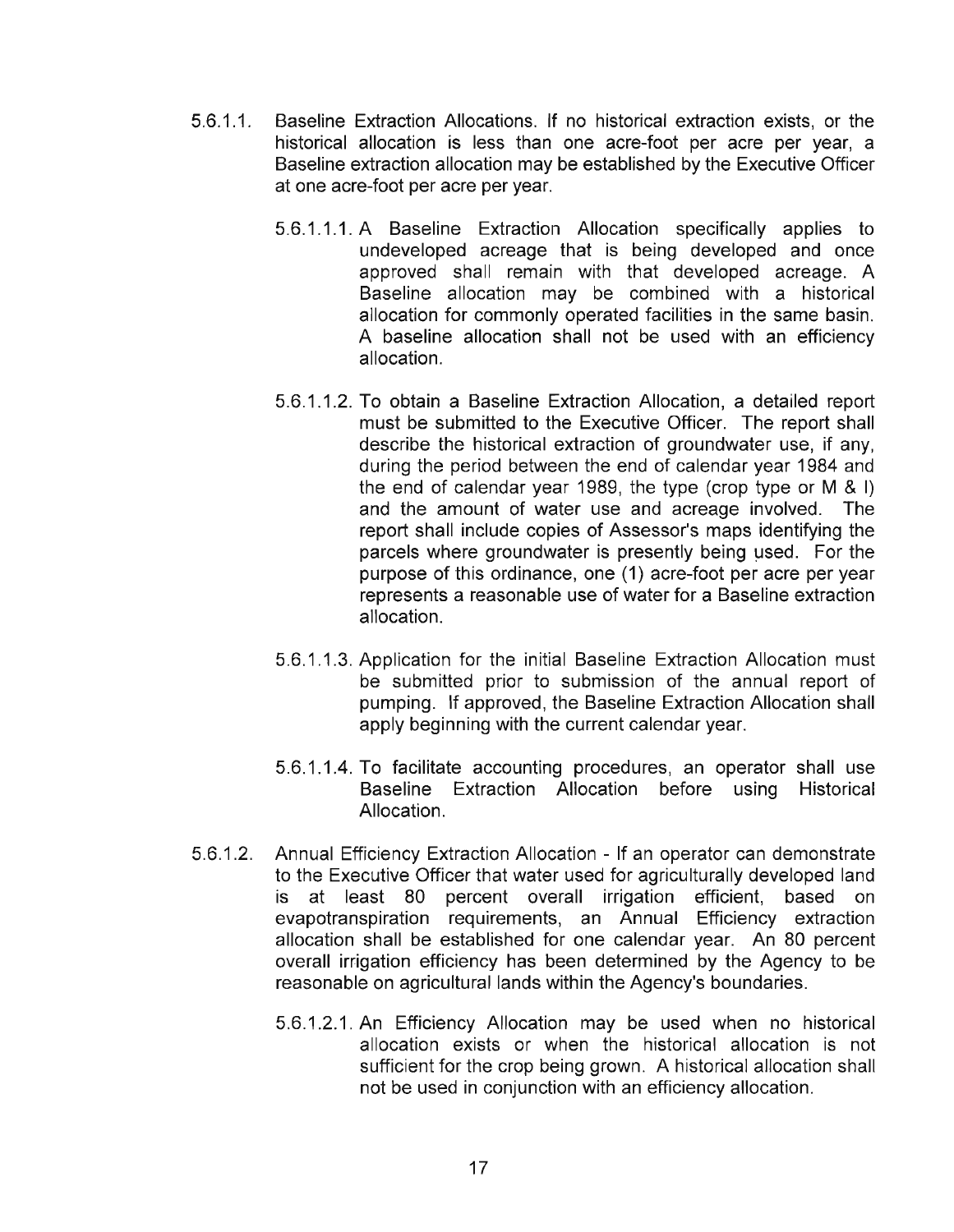5.6.1.1. Baseline Extraction Allocations. If no historical extraction exists, or the historical allocation is less than one acre-foot per acre per year, a Baseline extraction allocation may be established by the Executive Officer at one acre-foot per acre per year.

5.6.1.1.1. A Baseline Extraction Allocation specifically applies to undeveloped acreage that is being developed and once approved shall remain with that developed acreage. A Baseline allocation may be combined with a historical allocation for commonly operated facilities in the same basin. A baseline allocation shall not be used with an efficiency allocation.

5.6.1.1.2. To obtain a Baseline Extraction Allocation, a detailed report must be submitted to the Executive Officer. The report shall describe the historical extraction of groundwater use, if any, during the period between the end of calendar year 1984 and the end of calendar year 1989, the type (crop type or M & I) and the amount of water use and acreage involved. The report shall include copies of Assessor's maps identifying the parcels where groundwater is presently being used. For the purpose of this ordinance, one (1) acre-foot per acre per year represents a reasonable use of water for a Baseline extraction allocation.

5.6.1.1.3. Application for the initial Baseline Extraction Allocation must be submitted prior to submission of the annual report of pumping. If approved, the Baseline Extraction Allocation shall apply beginning with the current calendar year.

5.6.1.1.4. To facilitate accounting procedures, an operator shall use Baseline Extraction Allocation before using Historical Allocation.

5.6.1.2. Annual Efficiency Extraction Allocation - If an operator can demonstrate to the Executive Officer that water used for agriculturally developed land is at least 80 percent overall irrigation efficient, based on evapotranspiration requirements, an Annual Efficiency extraction allocation shall be established for one calendar year. An 80 percent overall irrigation efficiency has been determined by the Agency to be reasonable on agricultural lands within the Agency's boundaries.

5.6.1.2.1. An Efficiency Allocation may be used when no historical allocation exists or when the historical allocation is not sufficient for the crop being grown. A historical allocation shall not be used in conjunction with an efficiency allocation.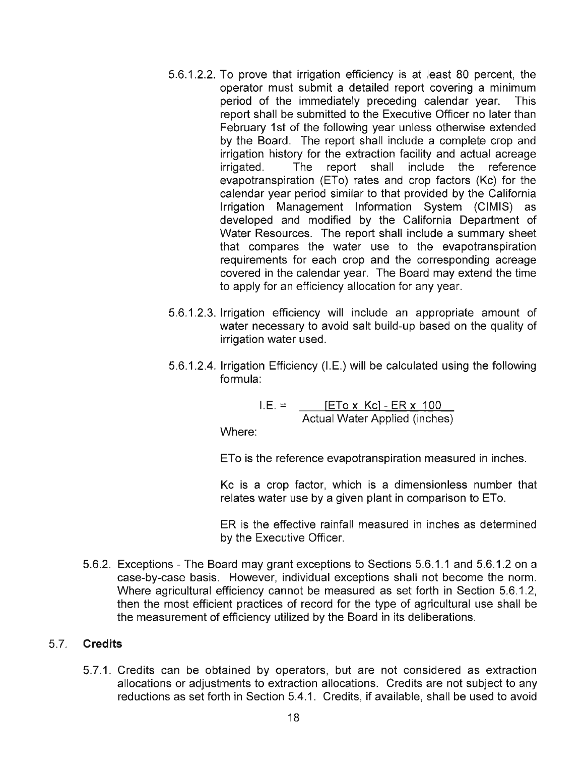5.6.1.2.2. To prove that irrigation efficiency is at least 80 percent, the operator must submit a detailed report covering a minimum period of the immediately preceding calendar year. This report shall be submitted to the Executive Officer no later than February 1st of the following year unless otherwise extended by the Board. The report shall include a complete crop and irrigation history for the extraction facility and actual acreage irrigated. The report shall include the reference evapotranspiration (ETo) rates and crop factors (Kc) for the calendar year period similar to that provided by the California Irrigation Management Information System (CIMIS) as developed and modified by the California Department of Water Resources. The report shall include a summary sheet that compares the water use to the evapotranspiration requirements for each crop and the corresponding acreage covered in the calendar year. The Board may extend the time to apply for an efficiency allocation for any year.

5.6.1.2.3. Irrigation efficiency will include an appropriate amount of water necessary to avoid salt build-up based on the quality of irrigation water used.

5.6.1.2.4. Irrigation Efficiency (I.E.) will be calculated using the following formula:

$$I.E. = \frac{[ETo \times Kc] - ER \times 100}{\text{Actual Water Applied (inches)}}$$

Where:

ETo is the reference evapotranspiration measured in inches.

Kc is a crop factor, which is a dimensionless number that relates water use by a given plant in comparison to ETo.

ER is the effective rainfall measured in inches as determined by the Executive Officer.

5.6.2. Exceptions - The Board may grant exceptions to Sections 5.6.1.1 and 5.6.1.2 on a case-by-case basis. However, individual exceptions shall not become the norm. Where agricultural efficiency cannot be measured as set forth in Section 5.6.1.2, then the most efficient practices of record for the type of agricultural use shall be the measurement of efficiency utilized by the Board in its deliberations.

## 5.7. Credits

5.7.1. Credits can be obtained by operators, but are not considered as extraction allocations or adjustments to extraction allocations. Credits are not subject to any reductions as set forth in Section 5.4.1. Credits, if available, shall be used to avoid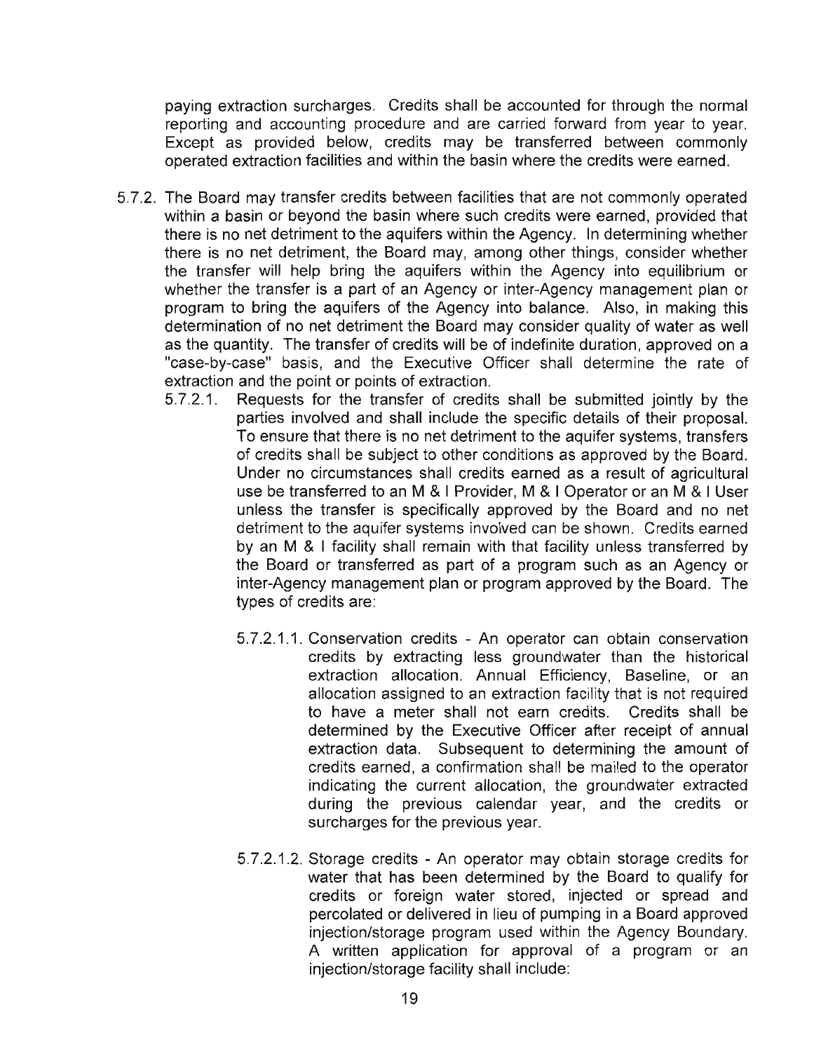paying extraction surcharges. Credits shall be accounted for through the normal reporting and accounting procedure and are carried forward from year to year. Except as provided below, credits may be transferred between commonly operated extraction facilities and within the basin where the credits were earned.

5.7.2. The Board may transfer credits between facilities that are not commonly operated within a basin or beyond the basin where such credits were earned, provided that there is no net detriment to the aquifers within the Agency. In determining whether there is no net detriment, the Board may, among other things, consider whether the transfer will help bring the aquifers within the Agency into equilibrium or whether the transfer is a part of an Agency or inter-Agency management plan or program to bring the aquifers of the Agency into balance. Also, in making this determination of no net detriment the Board may consider quality of water as well as the quantity. The transfer of credits will be of indefinite duration, approved on a "case-by-case" basis, and the Executive Officer shall determine the rate of extraction and the point or points of extraction.

5.7.2.1. Requests for the transfer of credits shall be submitted jointly by the parties involved and shall include the specific details of their proposal. To ensure that there is no net detriment to the aquifer systems, transfers of credits shall be subject to other conditions as approved by the Board. Under no circumstances shall credits earned as a result of agricultural use be transferred to an M & I Provider, M & I Operator or an M & I User unless the transfer is specifically approved by the Board and no net detriment to the aquifer systems involved can be shown. Credits earned by an M & I facility shall remain with that facility unless transferred by the Board or transferred as part of a program such as an Agency or inter-Agency management plan or program approved by the Board. The types of credits are:

5.7.2.1.1. Conservation credits - An operator can obtain conservation credits by extracting less groundwater than the historical extraction allocation. Annual Efficiency, Baseline, or an allocation assigned to an extraction facility that is not required to have a meter shall not earn credits. Credits shall be determined by the Executive Officer after receipt of annual extraction data. Subsequent to determining the amount of credits earned, a confirmation shall be mailed to the operator indicating the current allocation, the groundwater extracted during the previous calendar year, and the credits or surcharges for the previous year.

5.7.2.1.2. Storage credits - An operator may obtain storage credits for water that has been determined by the Board to qualify for credits or foreign water stored, injected or spread and percolated or delivered in lieu of pumping in a Board approved injection/storage program used within the Agency Boundary. A written application for approval of a program or an injection/storage facility shall include: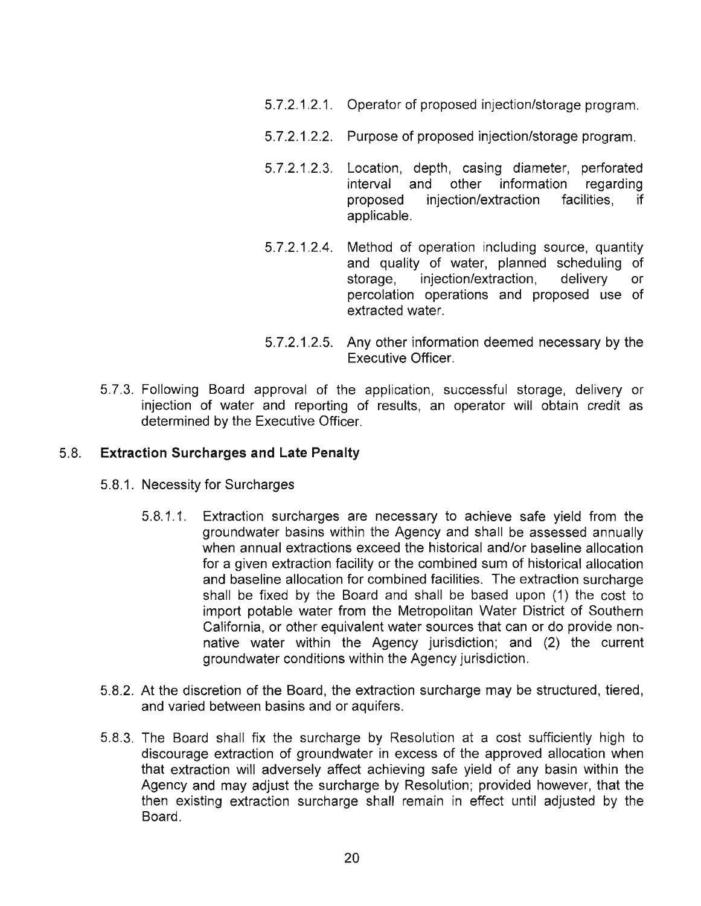5.7.2.1.2.1. Operator of proposed injection/storage program.

5.7.2.1.2.2. Purpose of proposed injection/storage program.

5.7.2.1.2.3. Location, depth, casing diameter, perforated interval and other information regarding proposed injection/extraction facilities, if applicable.

5.7.2.1.2.4. Method of operation including source, quantity and quality of water, planned scheduling of storage, injection/extraction, delivery or percolation operations and proposed use of extracted water.

5.7.2.1.2.5. Any other information deemed necessary by the Executive Officer.

5.7.3. Following Board approval of the application, successful storage, delivery or injection of water and reporting of results, an operator will obtain credit as determined by the Executive Officer.

## 5.8. Extraction Surcharges and Late Penalty

5.8.1. Necessity for Surcharges

5.8.1.1. Extraction surcharges are necessary to achieve safe yield from the groundwater basins within the Agency and shall be assessed annually when annual extractions exceed the historical and/or baseline allocation for a given extraction facility or the combined sum of historical allocation and baseline allocation for combined facilities. The extraction surcharge shall be fixed by the Board and shall be based upon (1) the cost to import potable water from the Metropolitan Water District of Southern California, or other equivalent water sources that can or do provide non-native water within the Agency jurisdiction; and (2) the current groundwater conditions within the Agency jurisdiction.

5.8.2. At the discretion of the Board, the extraction surcharge may be structured, tiered, and varied between basins and or aquifers.

5.8.3. The Board shall fix the surcharge by Resolution at a cost sufficiently high to discourage extraction of groundwater in excess of the approved allocation when that extraction will adversely affect achieving safe yield of any basin within the Agency and may adjust the surcharge by Resolution; provided however, that the then existing extraction surcharge shall remain in effect until adjusted by the Board.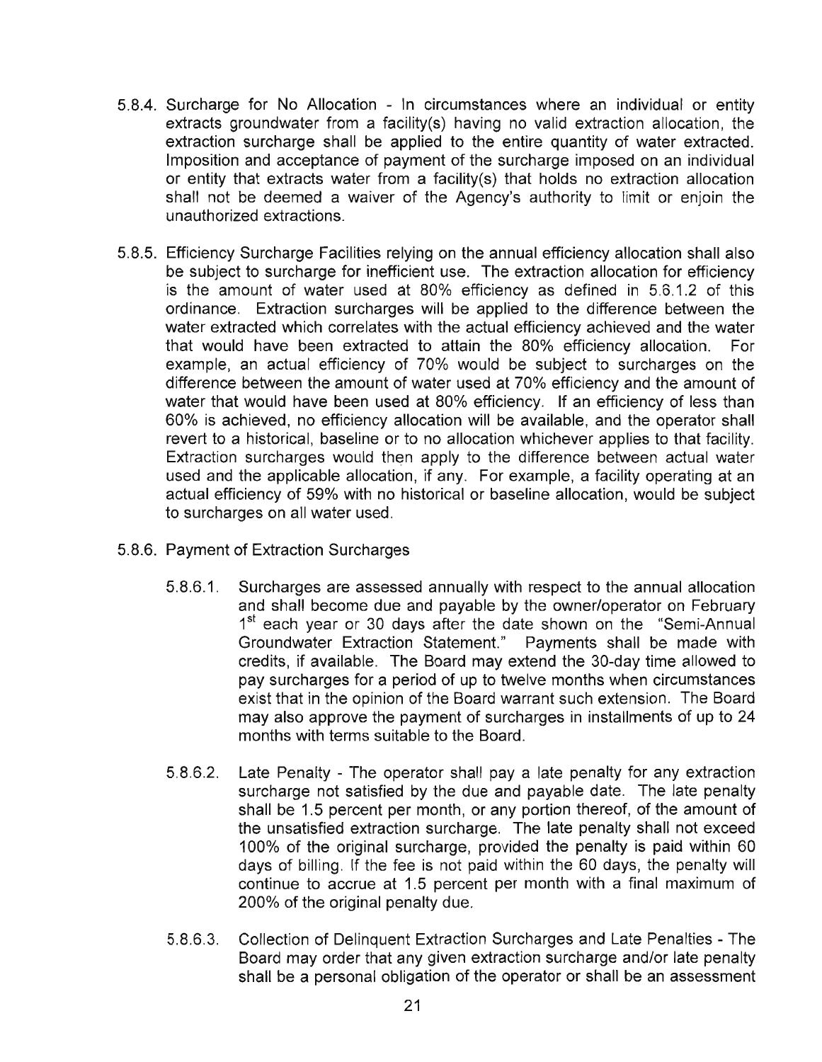5.8.4. Surcharge for No Allocation - In circumstances where an individual or entity extracts groundwater from a facility(s) having no valid extraction allocation, the extraction surcharge shall be applied to the entire quantity of water extracted. Imposition and acceptance of payment of the surcharge imposed on an individual or entity that extracts water from a facility(s) that holds no extraction allocation shall not be deemed a waiver of the Agency's authority to limit or enjoin the unauthorized extractions.

5.8.5. Efficiency Surcharge Facilities relying on the annual efficiency allocation shall also be subject to surcharge for inefficient use. The extraction allocation for efficiency is the amount of water used at 80% efficiency as defined in 5.6.1.2 of this ordinance. Extraction surcharges will be applied to the difference between the water extracted which correlates with the actual efficiency achieved and the water that would have been extracted to attain the 80% efficiency allocation. For example, an actual efficiency of 70% would be subject to surcharges on the difference between the amount of water used at 70% efficiency and the amount of water that would have been used at 80% efficiency. If an efficiency of less than 60% is achieved, no efficiency allocation will be available, and the operator shall revert to a historical, baseline or to no allocation whichever applies to that facility. Extraction surcharges would then apply to the difference between actual water used and the applicable allocation, if any. For example, a facility operating at an actual efficiency of 59% with no historical or baseline allocation, would be subject to surcharges on all water used.

5.8.6. Payment of Extraction Surcharges

5.8.6.1. Surcharges are assessed annually with respect to the annual allocation and shall become due and payable by the owner/operator on February 1st each year or 30 days after the date shown on the "Semi-Annual Groundwater Extraction Statement." Payments shall be made with credits, if available. The Board may extend the 30-day time allowed to pay surcharges for a period of up to twelve months when circumstances exist that in the opinion of the Board warrant such extension. The Board may also approve the payment of surcharges in installments of up to 24 months with terms suitable to the Board.

5.8.6.2. Late Penalty - The operator shall pay a late penalty for any extraction surcharge not satisfied by the due and payable date. The late penalty shall be 1.5 percent per month, or any portion thereof, of the amount of the unsatisfied extraction surcharge. The late penalty shall not exceed 100% of the original surcharge, provided the penalty is paid within 60 days of billing. If the fee is not paid within the 60 days, the penalty will continue to accrue at 1.5 percent per month with a final maximum of 200% of the original penalty due.

5.8.6.3. Collection of Delinquent Extraction Surcharges and Late Penalties - The Board may order that any given extraction surcharge and/or late penalty shall be a personal obligation of the operator or shall be an assessment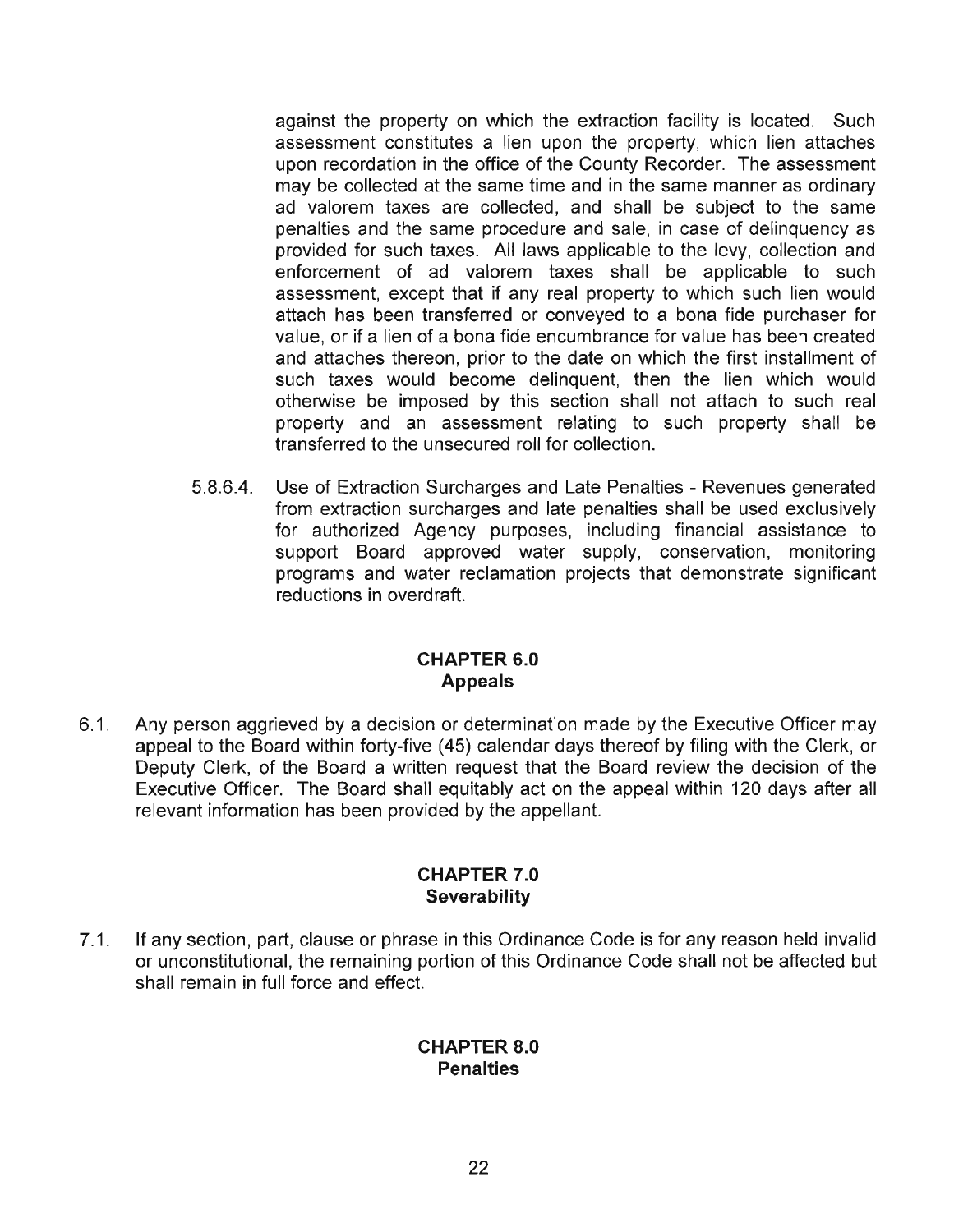against the property on which the extraction facility is located. Such assessment constitutes a lien upon the property, which lien attaches upon recordation in the office of the County Recorder. The assessment may be collected at the same time and in the same manner as ordinary ad valorem taxes are collected, and shall be subject to the same penalties and the same procedure and sale, in case of delinquency as provided for such taxes. All laws applicable to the levy, collection and enforcement of ad valorem taxes shall be applicable to such assessment, except that if any real property to which such lien would attach has been transferred or conveyed to a bona fide purchaser for value, or if a lien of a bona fide encumbrance for value has been created and attaches thereon, prior to the date on which the first installment of such taxes would become delinquent, then the lien which would otherwise be imposed by this section shall not attach to such real property and an assessment relating to such property shall be transferred to the unsecured roll for collection.

5.8.6.4. Use of Extraction Surcharges and Late Penalties - Revenues generated from extraction surcharges and late penalties shall be used exclusively for authorized Agency purposes, including financial assistance to support Board approved water supply, conservation, monitoring programs and water reclamation projects that demonstrate significant reductions in overdraft.

## CHAPTER 6.0
## Appeals

6.1. Any person aggrieved by a decision or determination made by the Executive Officer may appeal to the Board within forty-five (45) calendar days thereof by filing with the Clerk, or Deputy Clerk, of the Board a written request that the Board review the decision of the Executive Officer. The Board shall equitably act on the appeal within 120 days after all relevant information has been provided by the appellant.

## CHAPTER 7.0
## Severability

7.1. If any section, part, clause or phrase in this Ordinance Code is for any reason held invalid or unconstitutional, the remaining portion of this Ordinance Code shall not be affected but shall remain in full force and effect.

## CHAPTER 8.0
## Penalties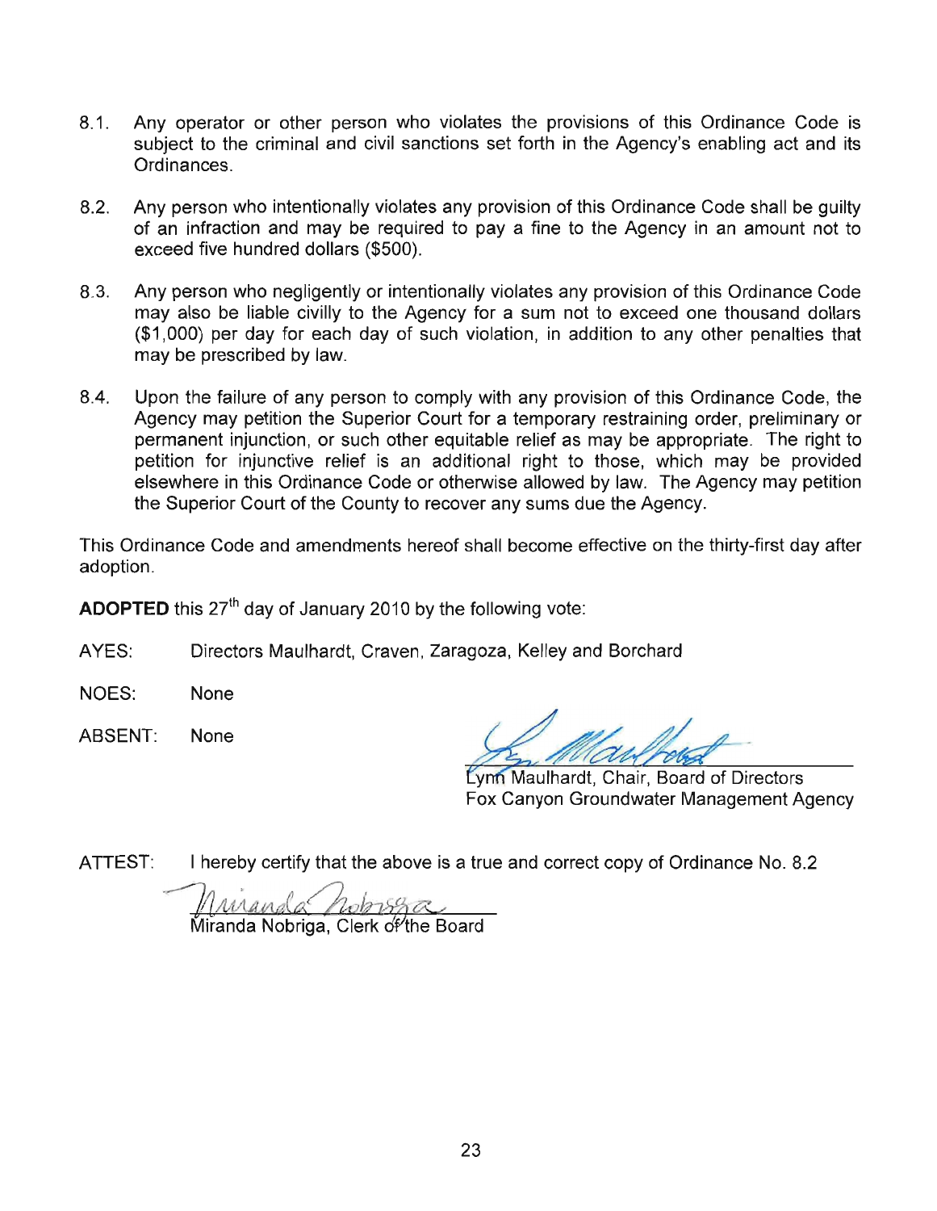8.1. Any operator or other person who violates the provisions of this Ordinance Code is subject to the criminal and civil sanctions set forth in the Agency's enabling act and its Ordinances.

8.2. Any person who intentionally violates any provision of this Ordinance Code shall be guilty of an infraction and may be required to pay a fine to the Agency in an amount not to exceed five hundred dollars ($500).

8.3. Any person who negligently or intentionally violates any provision of this Ordinance Code may also be liable civilly to the Agency for a sum not to exceed one thousand dollars ($1,000) per day for each day of such violation, in addition to any other penalties that may be prescribed by law.

8.4. Upon the failure of any person to comply with any provision of this Ordinance Code, the Agency may petition the Superior Court for a temporary restraining order, preliminary or permanent injunction, or such other equitable relief as may be appropriate. The right to petition for injunctive relief is an additional right to those, which may be provided elsewhere in this Ordinance Code or otherwise allowed by law. The Agency may petition the Superior Court of the County to recover any sums due the Agency.

This Ordinance Code and amendments hereof shall become effective on the thirty-first day after adoption.

**ADOPTED** this 27th day of January 2010 by the following vote:

AYES: Directors Maulhardt, Craven, Zaragoza, Kelley and Borchard

NOES: None

ABSENT: None

Lynn Maulhardt, Chair, Board of Directors
Fox Canyon Groundwater Management Agency

ATTEST: I hereby certify that the above is a true and correct copy of Ordinance No. 8.2

Miranda Nobriga, Clerk of the Board